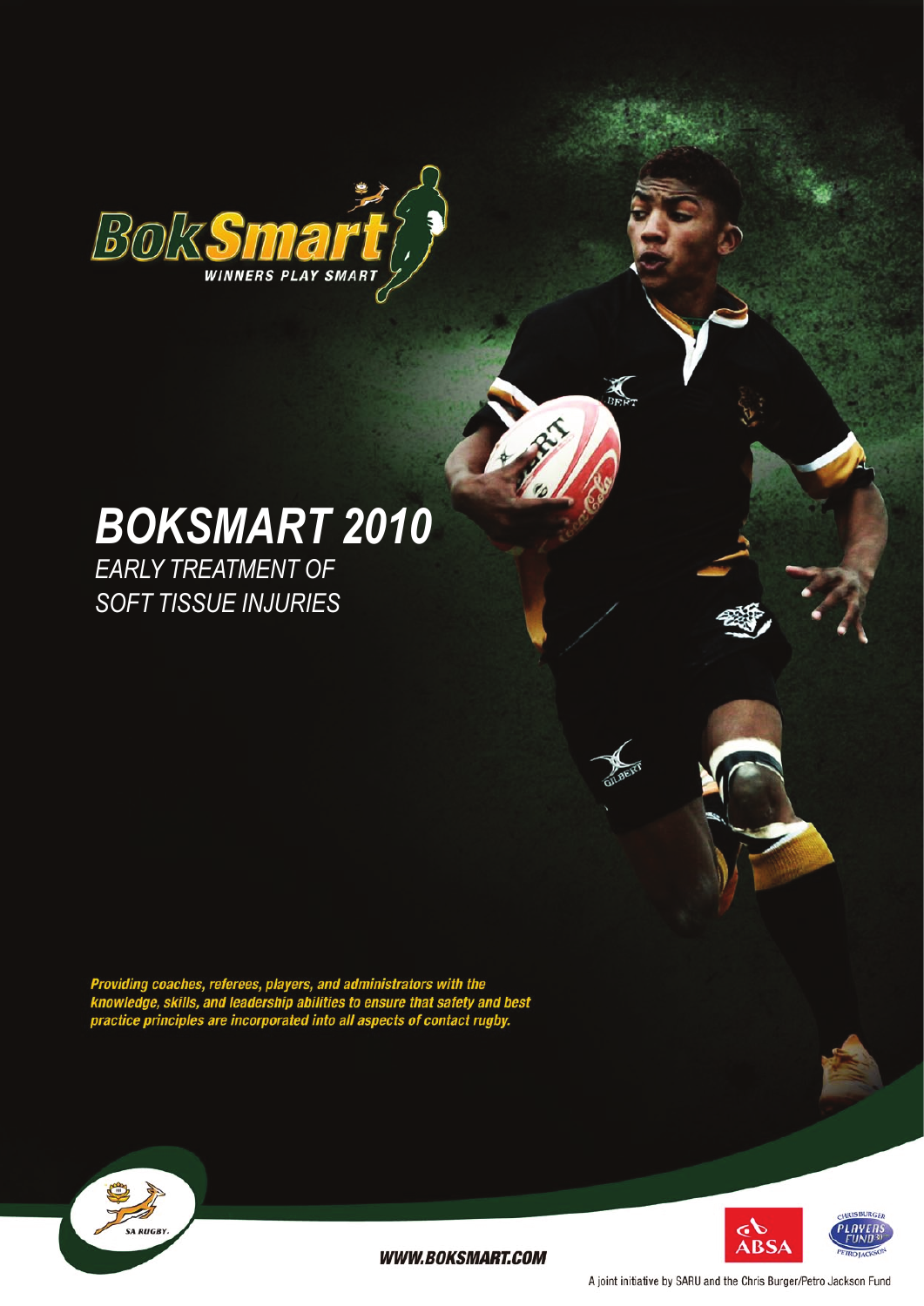BokSmart

WINNERS PLAY SMART

# BOKSMART 2010

## EARLY TREATMENT OF SOFT TISSUE INJURIES

*Providing coaches, referees, players, and administrators with the knowledge, skills, and leadership abilities to ensure that safety and best practice principles are incorporated into all aspects of contact rugby.*

SA RUGBY

WWW.BOKSMART.COM

ABSA

CHRIS BURGER PETRO JACKSON PLAYERS FUND

A joint initiative by SARU and the Chris Burger/Petro Jackson Fund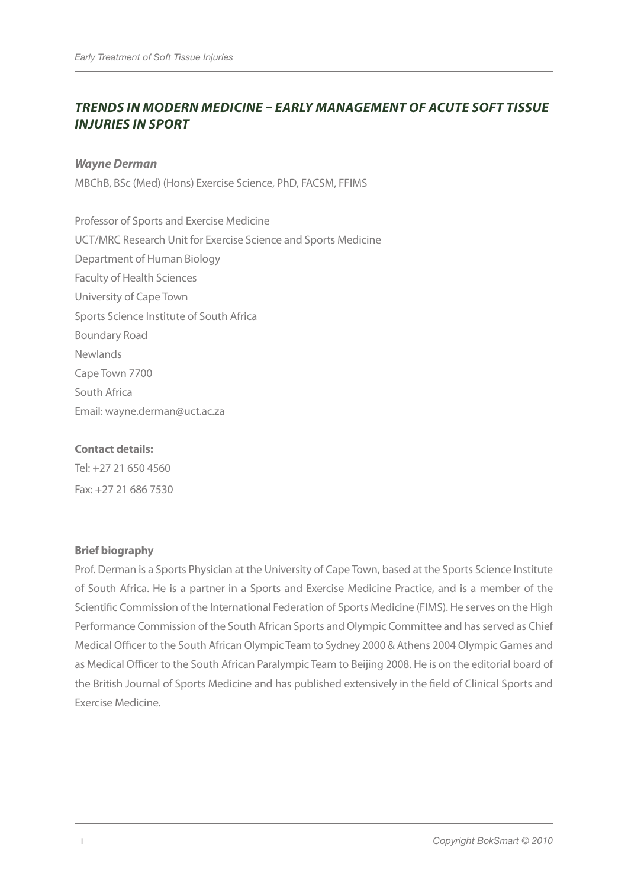## *TRENDS IN MODERN MEDICINE – EARLY MANAGEMENT OF ACUTE SOFT TISSUE INJURIES IN SPORT*

***Wayne Derman***

MBChB, BSc (Med) (Hons) Exercise Science, PhD, FACSM, FFIMS

Professor of Sports and Exercise Medicine
UCT/MRC Research Unit for Exercise Science and Sports Medicine
Department of Human Biology
Faculty of Health Sciences
University of Cape Town
Sports Science Institute of South Africa
Boundary Road
Newlands
Cape Town 7700
South Africa
Email: wayne.derman@uct.ac.za

**Contact details:**

Tel: +27 21 650 4560
Fax: +27 21 686 7530

**Brief biography**

Prof. Derman is a Sports Physician at the University of Cape Town, based at the Sports Science Institute of South Africa. He is a partner in a Sports and Exercise Medicine Practice, and is a member of the Scientific Commission of the International Federation of Sports Medicine (FIMS). He serves on the High Performance Commission of the South African Sports and Olympic Committee and has served as Chief Medical Officer to the South African Olympic Team to Sydney 2000 & Athens 2004 Olympic Games and as Medical Officer to the South African Paralympic Team to Beijing 2008. He is on the editorial board of the British Journal of Sports Medicine and has published extensively in the field of Clinical Sports and Exercise Medicine.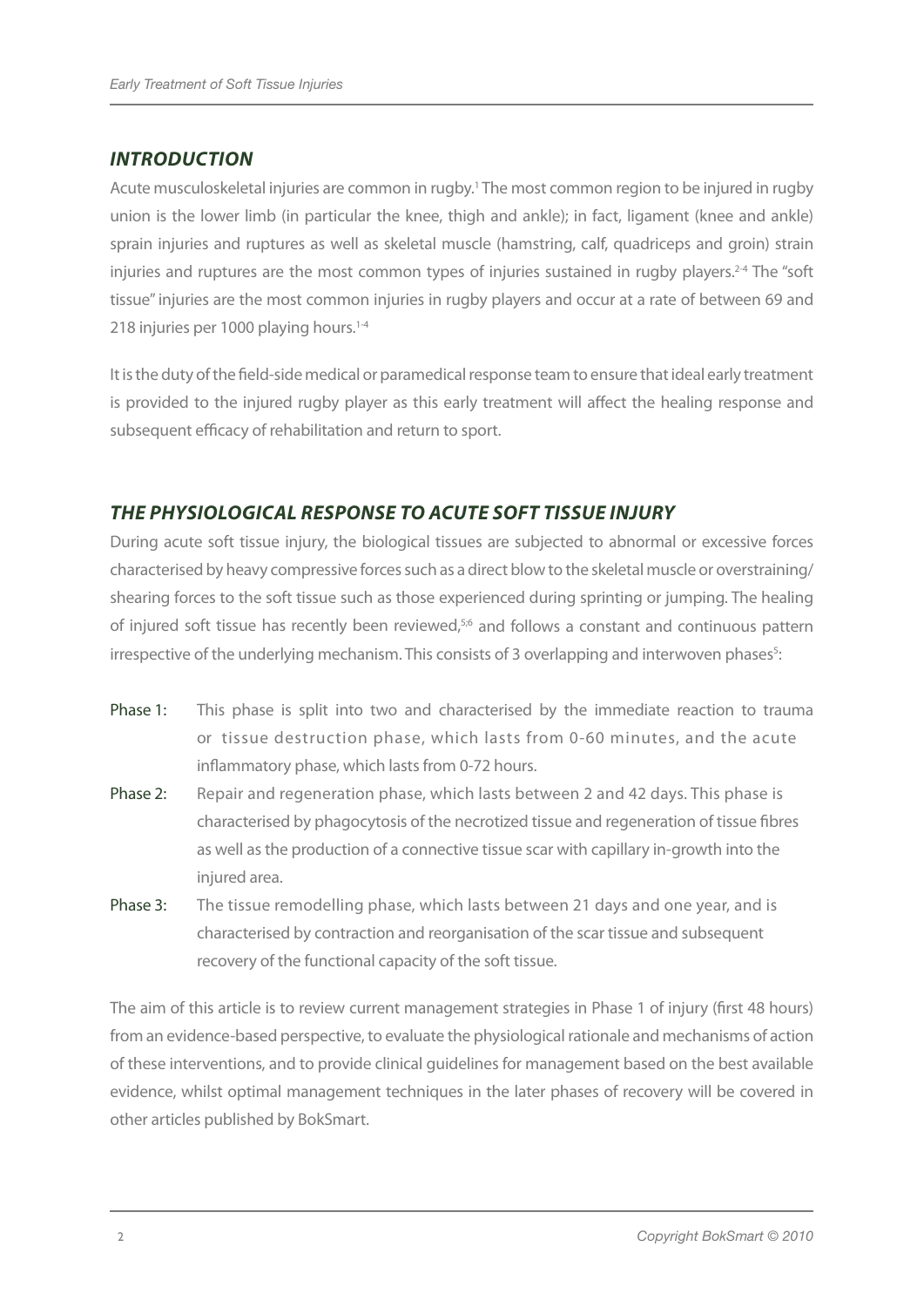## *INTRODUCTION*

Acute musculoskeletal injuries are common in rugby.[1] The most common region to be injured in rugby union is the lower limb (in particular the knee, thigh and ankle); in fact, ligament (knee and ankle) sprain injuries and ruptures as well as skeletal muscle (hamstring, calf, quadriceps and groin) strain injuries and ruptures are the most common types of injuries sustained in rugby players.[2-4] The "soft tissue" injuries are the most common injuries in rugby players and occur at a rate of between 69 and 218 injuries per 1000 playing hours.[1-4]

It is the duty of the field-side medical or paramedical response team to ensure that ideal early treatment is provided to the injured rugby player as this early treatment will affect the healing response and subsequent efficacy of rehabilitation and return to sport.

## *THE PHYSIOLOGICAL RESPONSE TO ACUTE SOFT TISSUE INJURY*

During acute soft tissue injury, the biological tissues are subjected to abnormal or excessive forces characterised by heavy compressive forces such as a direct blow to the skeletal muscle or overstraining/shearing forces to the soft tissue such as those experienced during sprinting or jumping. The healing of injured soft tissue has recently been reviewed,[5;6] and follows a constant and continuous pattern irrespective of the underlying mechanism. This consists of 3 overlapping and interwoven phases[5]:

- **Phase 1:** This phase is split into two and characterised by the immediate reaction to trauma or tissue destruction phase, which lasts from 0-60 minutes, and the acute inflammatory phase, which lasts from 0-72 hours.
- **Phase 2:** Repair and regeneration phase, which lasts between 2 and 42 days. This phase is characterised by phagocytosis of the necrotized tissue and regeneration of tissue fibres as well as the production of a connective tissue scar with capillary in-growth into the injured area.
- **Phase 3:** The tissue remodelling phase, which lasts between 21 days and one year, and is characterised by contraction and reorganisation of the scar tissue and subsequent recovery of the functional capacity of the soft tissue.

The aim of this article is to review current management strategies in Phase 1 of injury (first 48 hours) from an evidence-based perspective, to evaluate the physiological rationale and mechanisms of action of these interventions, and to provide clinical guidelines for management based on the best available evidence, whilst optimal management techniques in the later phases of recovery will be covered in other articles published by BokSmart.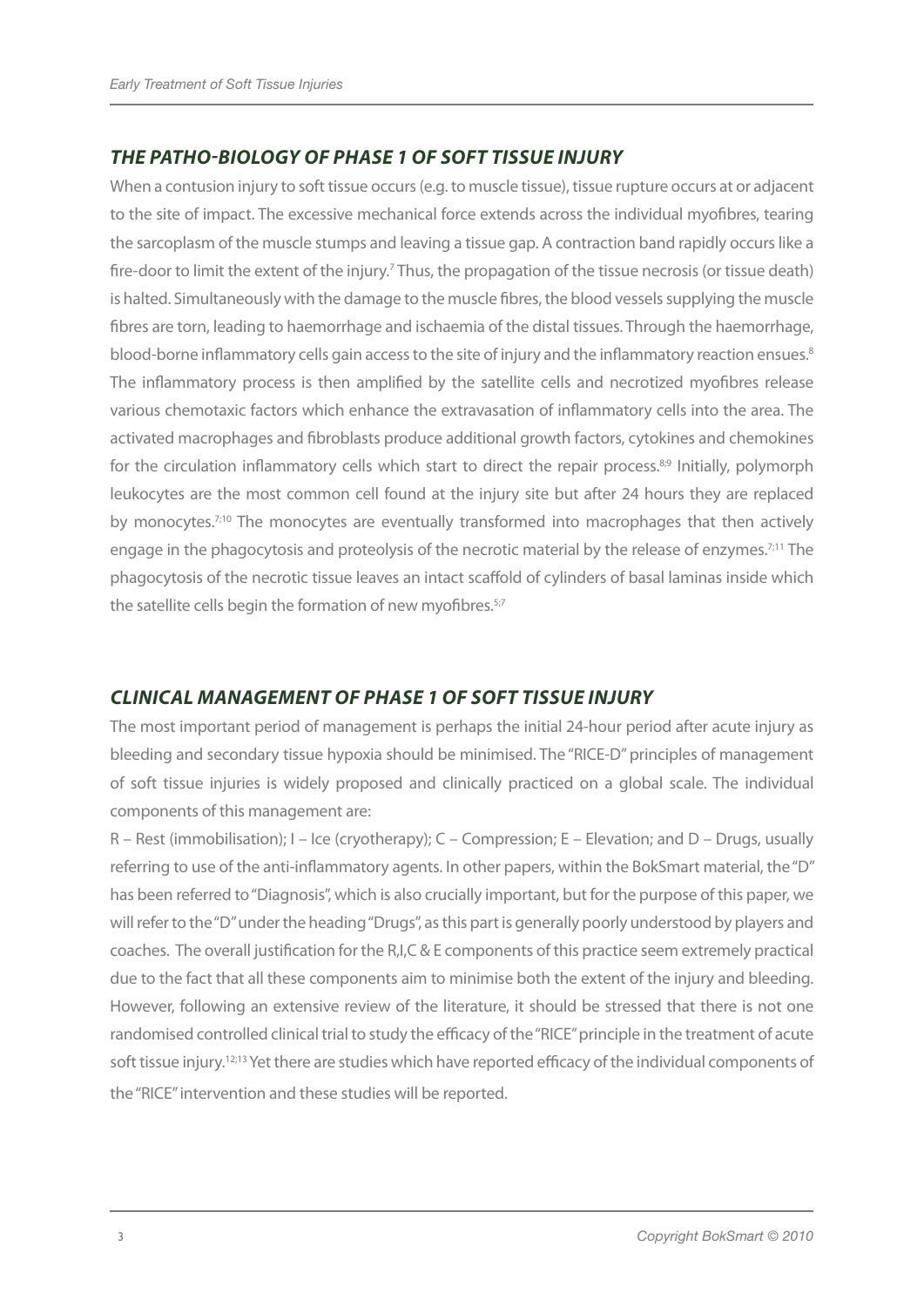## *THE PATHO-BIOLOGY OF PHASE 1 OF SOFT TISSUE INJURY*

When a contusion injury to soft tissue occurs (e.g. to muscle tissue), tissue rupture occurs at or adjacent to the site of impact. The excessive mechanical force extends across the individual myofibres, tearing the sarcoplasm of the muscle stumps and leaving a tissue gap. A contraction band rapidly occurs like a fire-door to limit the extent of the injury.[7] Thus, the propagation of the tissue necrosis (or tissue death) is halted. Simultaneously with the damage to the muscle fibres, the blood vessels supplying the muscle fibres are torn, leading to haemorrhage and ischaemia of the distal tissues. Through the haemorrhage, blood-borne inflammatory cells gain access to the site of injury and the inflammatory reaction ensues.[8] The inflammatory process is then amplified by the satellite cells and necrotized myofibres release various chemotaxic factors which enhance the extravasation of inflammatory cells into the area. The activated macrophages and fibroblasts produce additional growth factors, cytokines and chemokines for the circulation inflammatory cells which start to direct the repair process.[8;9] Initially, polymorph leukocytes are the most common cell found at the injury site but after 24 hours they are replaced by monocytes.[7;10] The monocytes are eventually transformed into macrophages that then actively engage in the phagocytosis and proteolysis of the necrotic material by the release of enzymes.[7;11] The phagocytosis of the necrotic tissue leaves an intact scaffold of cylinders of basal laminas inside which the satellite cells begin the formation of new myofibres.[5;7]

## *CLINICAL MANAGEMENT OF PHASE 1 OF SOFT TISSUE INJURY*

The most important period of management is perhaps the initial 24-hour period after acute injury as bleeding and secondary tissue hypoxia should be minimised. The "RICE-D" principles of management of soft tissue injuries is widely proposed and clinically practiced on a global scale. The individual components of this management are:

R – Rest (immobilisation); I – Ice (cryotherapy); C – Compression; E – Elevation; and D – Drugs, usually referring to use of the anti-inflammatory agents. In other papers, within the BokSmart material, the "D" has been referred to "Diagnosis", which is also crucially important, but for the purpose of this paper, we will refer to the "D" under the heading "Drugs", as this part is generally poorly understood by players and coaches. The overall justification for the R,I,C & E components of this practice seem extremely practical due to the fact that all these components aim to minimise both the extent of the injury and bleeding. However, following an extensive review of the literature, it should be stressed that there is not one randomised controlled clinical trial to study the efficacy of the "RICE" principle in the treatment of acute soft tissue injury.[12;13] Yet there are studies which have reported efficacy of the individual components of the "RICE" intervention and these studies will be reported.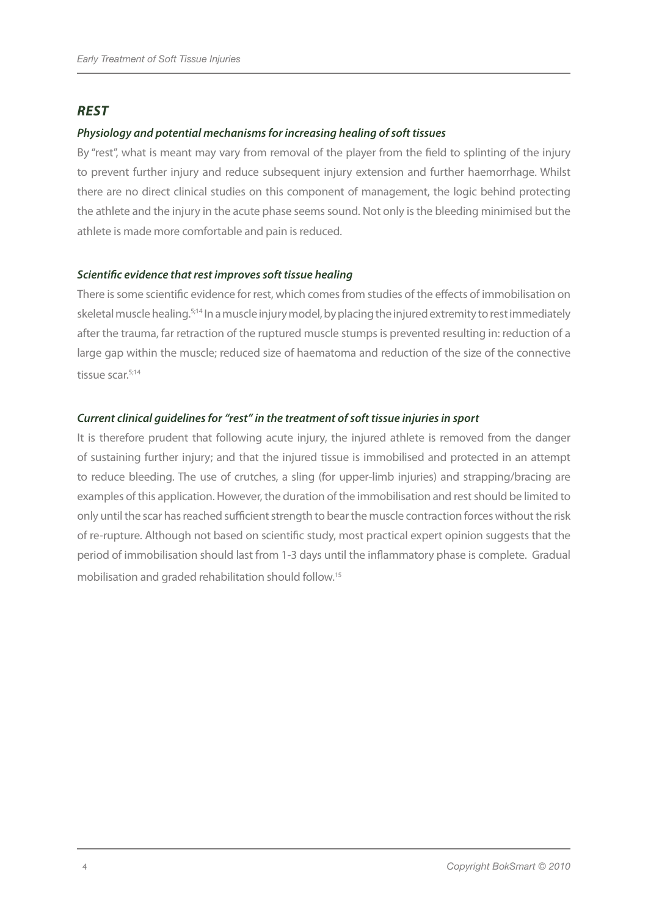## *REST*

### *Physiology and potential mechanisms for increasing healing of soft tissues*

By "rest", what is meant may vary from removal of the player from the field to splinting of the injury to prevent further injury and reduce subsequent injury extension and further haemorrhage. Whilst there are no direct clinical studies on this component of management, the logic behind protecting the athlete and the injury in the acute phase seems sound. Not only is the bleeding minimised but the athlete is made more comfortable and pain is reduced.

### *Scientific evidence that rest improves soft tissue healing*

There is some scientific evidence for rest, which comes from studies of the effects of immobilisation on skeletal muscle healing.[5;14] In a muscle injury model, by placing the injured extremity to rest immediately after the trauma, far retraction of the ruptured muscle stumps is prevented resulting in: reduction of a large gap within the muscle; reduced size of haematoma and reduction of the size of the connective tissue scar.[5;14]

### *Current clinical guidelines for "rest" in the treatment of soft tissue injuries in sport*

It is therefore prudent that following acute injury, the injured athlete is removed from the danger of sustaining further injury; and that the injured tissue is immobilised and protected in an attempt to reduce bleeding. The use of crutches, a sling (for upper-limb injuries) and strapping/bracing are examples of this application. However, the duration of the immobilisation and rest should be limited to only until the scar has reached sufficient strength to bear the muscle contraction forces without the risk of re-rupture. Although not based on scientific study, most practical expert opinion suggests that the period of immobilisation should last from 1-3 days until the inflammatory phase is complete. Gradual mobilisation and graded rehabilitation should follow.[15]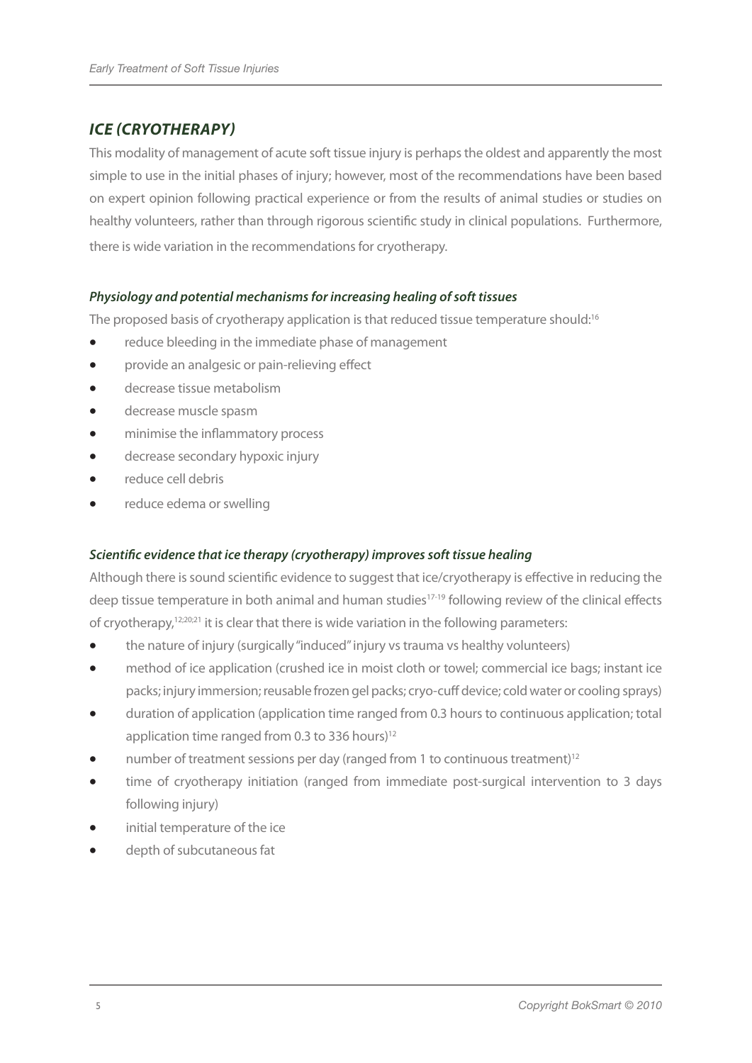## *ICE (CRYOTHERAPY)*

This modality of management of acute soft tissue injury is perhaps the oldest and apparently the most simple to use in the initial phases of injury; however, most of the recommendations have been based on expert opinion following practical experience or from the results of animal studies or studies on healthy volunteers, rather than through rigorous scientific study in clinical populations. Furthermore, there is wide variation in the recommendations for cryotherapy.

### *Physiology and potential mechanisms for increasing healing of soft tissues*

The proposed basis of cryotherapy application is that reduced tissue temperature should:[16]

- reduce bleeding in the immediate phase of management
- provide an analgesic or pain-relieving effect
- decrease tissue metabolism
- decrease muscle spasm
- minimise the inflammatory process
- decrease secondary hypoxic injury
- reduce cell debris
- reduce edema or swelling

### *Scientific evidence that ice therapy (cryotherapy) improves soft tissue healing*

Although there is sound scientific evidence to suggest that ice/cryotherapy is effective in reducing the deep tissue temperature in both animal and human studies[17-19] following review of the clinical effects of cryotherapy,[12;20;21] it is clear that there is wide variation in the following parameters:

- the nature of injury (surgically "induced" injury vs trauma vs healthy volunteers)
- method of ice application (crushed ice in moist cloth or towel; commercial ice bags; instant ice packs; injury immersion; reusable frozen gel packs; cryo-cuff device; cold water or cooling sprays)
- duration of application (application time ranged from 0.3 hours to continuous application; total application time ranged from 0.3 to 336 hours)[12]
- number of treatment sessions per day (ranged from 1 to continuous treatment)[12]
- time of cryotherapy initiation (ranged from immediate post-surgical intervention to 3 days following injury)
- initial temperature of the ice
- depth of subcutaneous fat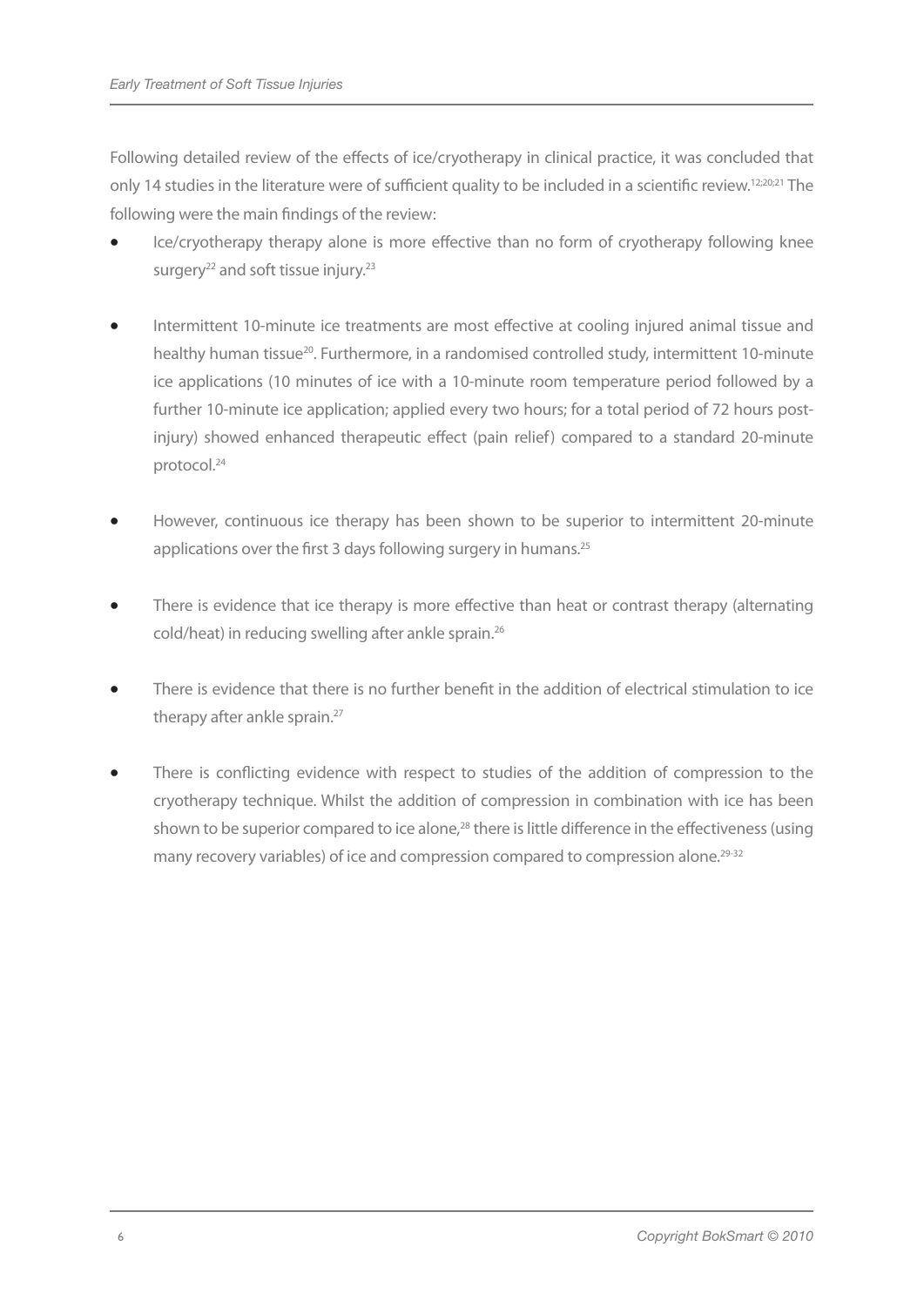Following detailed review of the effects of ice/cryotherapy in clinical practice, it was concluded that only 14 studies in the literature were of sufficient quality to be included in a scientific review.[12;20;21] The following were the main findings of the review:

- Ice/cryotherapy therapy alone is more effective than no form of cryotherapy following knee surgery[22] and soft tissue injury.[23]

- Intermittent 10-minute ice treatments are most effective at cooling injured animal tissue and healthy human tissue[20]. Furthermore, in a randomised controlled study, intermittent 10-minute ice applications (10 minutes of ice with a 10-minute room temperature period followed by a further 10-minute ice application; applied every two hours; for a total period of 72 hours post-injury) showed enhanced therapeutic effect (pain relief) compared to a standard 20-minute protocol.[24]

- However, continuous ice therapy has been shown to be superior to intermittent 20-minute applications over the first 3 days following surgery in humans.[25]

- There is evidence that ice therapy is more effective than heat or contrast therapy (alternating cold/heat) in reducing swelling after ankle sprain.[26]

- There is evidence that there is no further benefit in the addition of electrical stimulation to ice therapy after ankle sprain.[27]

- There is conflicting evidence with respect to studies of the addition of compression to the cryotherapy technique. Whilst the addition of compression in combination with ice has been shown to be superior compared to ice alone,[28] there is little difference in the effectiveness (using many recovery variables) of ice and compression compared to compression alone.[29-32]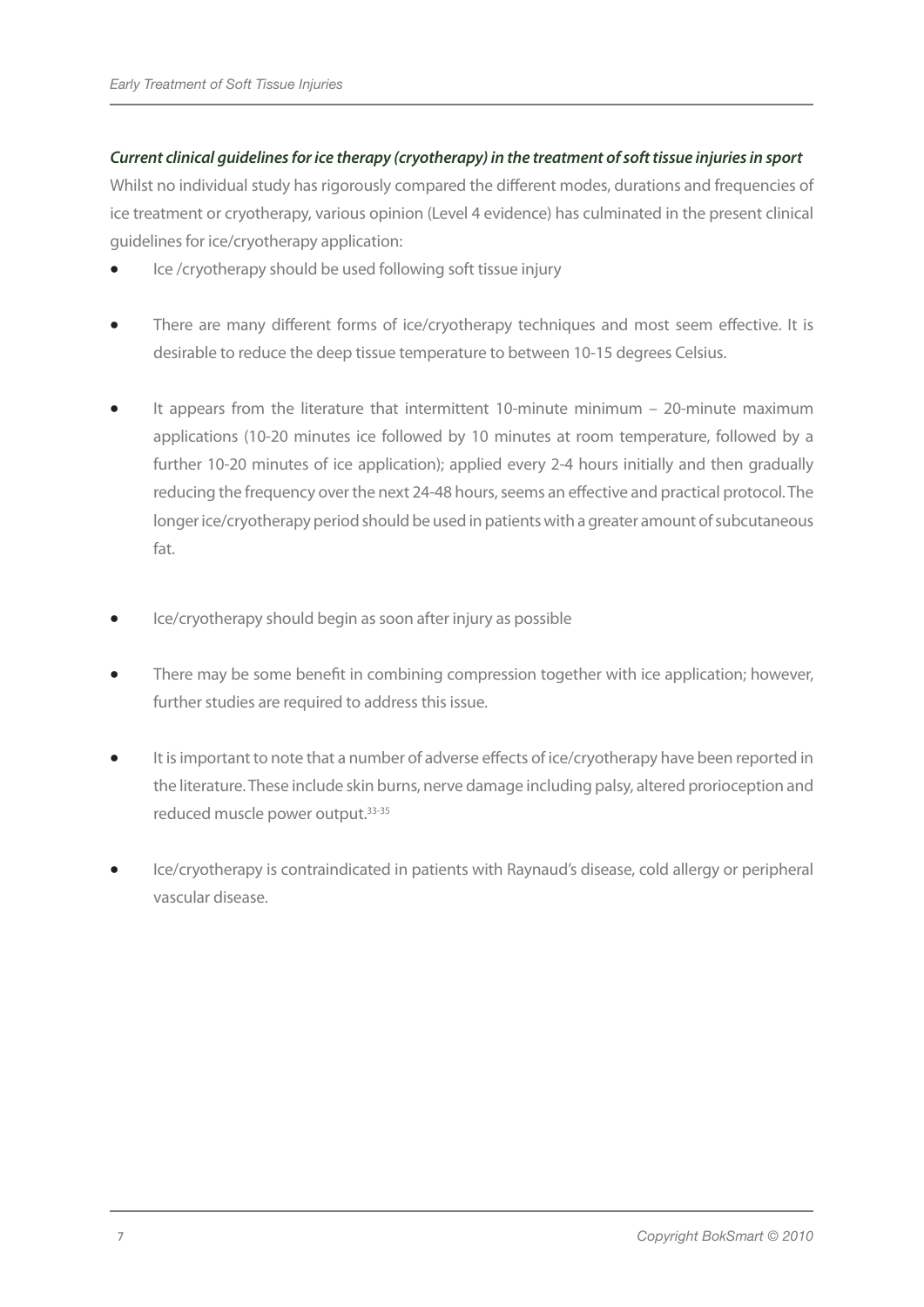***Current clinical guidelines for ice therapy (cryotherapy) in the treatment of soft tissue injuries in sport***

Whilst no individual study has rigorously compared the different modes, durations and frequencies of ice treatment or cryotherapy, various opinion (Level 4 evidence) has culminated in the present clinical guidelines for ice/cryotherapy application:

- Ice /cryotherapy should be used following soft tissue injury
- There are many different forms of ice/cryotherapy techniques and most seem effective. It is desirable to reduce the deep tissue temperature to between 10-15 degrees Celsius.
- It appears from the literature that intermittent 10-minute minimum – 20-minute maximum applications (10-20 minutes ice followed by 10 minutes at room temperature, followed by a further 10-20 minutes of ice application); applied every 2-4 hours initially and then gradually reducing the frequency over the next 24-48 hours, seems an effective and practical protocol. The longer ice/cryotherapy period should be used in patients with a greater amount of subcutaneous fat.
- Ice/cryotherapy should begin as soon after injury as possible
- There may be some benefit in combining compression together with ice application; however, further studies are required to address this issue.
- It is important to note that a number of adverse effects of ice/cryotherapy have been reported in the literature. These include skin burns, nerve damage including palsy, altered prorioception and reduced muscle power output.[33-35]
- Ice/cryotherapy is contraindicated in patients with Raynaud's disease, cold allergy or peripheral vascular disease.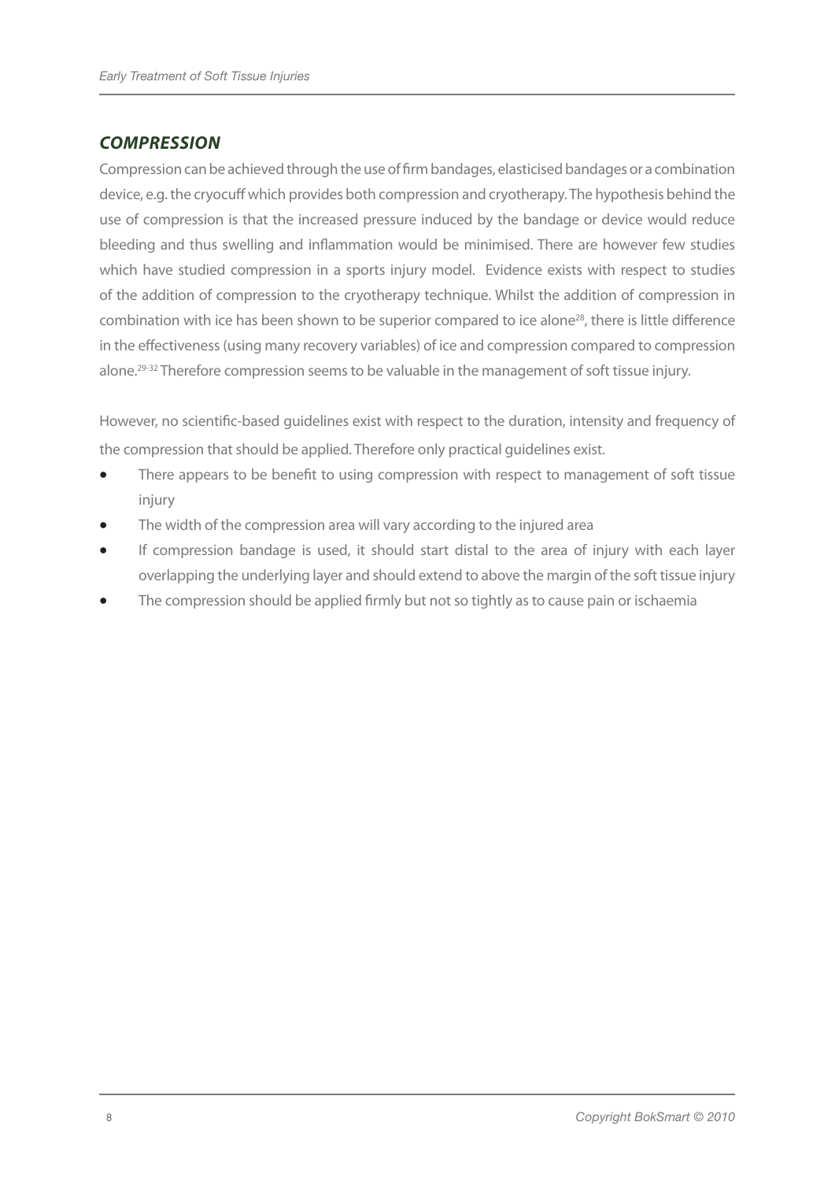## *COMPRESSION*

Compression can be achieved through the use of firm bandages, elasticised bandages or a combination device, e.g. the cryocuff which provides both compression and cryotherapy. The hypothesis behind the use of compression is that the increased pressure induced by the bandage or device would reduce bleeding and thus swelling and inflammation would be minimised. There are however few studies which have studied compression in a sports injury model. Evidence exists with respect to studies of the addition of compression to the cryotherapy technique. Whilst the addition of compression in combination with ice has been shown to be superior compared to ice alone[28], there is little difference in the effectiveness (using many recovery variables) of ice and compression compared to compression alone.[29-32] Therefore compression seems to be valuable in the management of soft tissue injury.

However, no scientific-based guidelines exist with respect to the duration, intensity and frequency of the compression that should be applied. Therefore only practical guidelines exist.

- There appears to be benefit to using compression with respect to management of soft tissue injury
- The width of the compression area will vary according to the injured area
- If compression bandage is used, it should start distal to the area of injury with each layer overlapping the underlying layer and should extend to above the margin of the soft tissue injury
- The compression should be applied firmly but not so tightly as to cause pain or ischaemia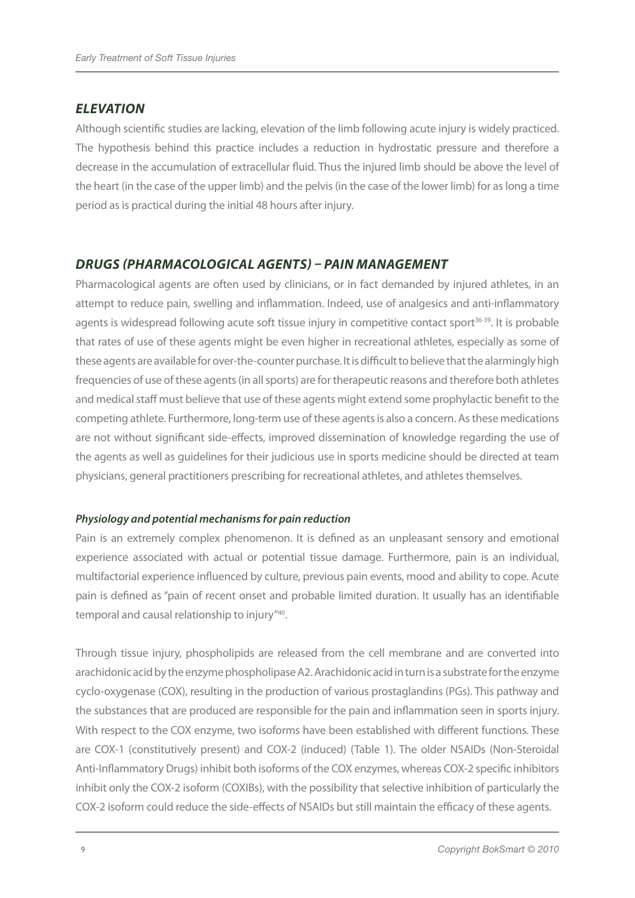## *ELEVATION*

Although scientific studies are lacking, elevation of the limb following acute injury is widely practiced. The hypothesis behind this practice includes a reduction in hydrostatic pressure and therefore a decrease in the accumulation of extracellular fluid. Thus the injured limb should be above the level of the heart (in the case of the upper limb) and the pelvis (in the case of the lower limb) for as long a time period as is practical during the initial 48 hours after injury.

## *DRUGS (PHARMACOLOGICAL AGENTS) – PAIN MANAGEMENT*

Pharmacological agents are often used by clinicians, or in fact demanded by injured athletes, in an attempt to reduce pain, swelling and inflammation. Indeed, use of analgesics and anti-inflammatory agents is widespread following acute soft tissue injury in competitive contact sport[36-39]. It is probable that rates of use of these agents might be even higher in recreational athletes, especially as some of these agents are available for over-the-counter purchase. It is difficult to believe that the alarmingly high frequencies of use of these agents (in all sports) are for therapeutic reasons and therefore both athletes and medical staff must believe that use of these agents might extend some prophylactic benefit to the competing athlete. Furthermore, long-term use of these agents is also a concern. As these medications are not without significant side-effects, improved dissemination of knowledge regarding the use of the agents as well as guidelines for their judicious use in sports medicine should be directed at team physicians, general practitioners prescribing for recreational athletes, and athletes themselves.

### *Physiology and potential mechanisms for pain reduction*

Pain is an extremely complex phenomenon. It is defined as an unpleasant sensory and emotional experience associated with actual or potential tissue damage. Furthermore, pain is an individual, multifactorial experience influenced by culture, previous pain events, mood and ability to cope. Acute pain is defined as "pain of recent onset and probable limited duration. It usually has an identifiable temporal and causal relationship to injury"[40].

Through tissue injury, phospholipids are released from the cell membrane and are converted into arachidonic acid by the enzyme phospholipase A2. Arachidonic acid in turn is a substrate for the enzyme cyclo-oxygenase (COX), resulting in the production of various prostaglandins (PGs). This pathway and the substances that are produced are responsible for the pain and inflammation seen in sports injury. With respect to the COX enzyme, two isoforms have been established with different functions. These are COX-1 (constitutively present) and COX-2 (induced) (Table 1). The older NSAIDs (Non-Steroidal Anti-Inflammatory Drugs) inhibit both isoforms of the COX enzymes, whereas COX-2 specific inhibitors inhibit only the COX-2 isoform (COXIBs), with the possibility that selective inhibition of particularly the COX-2 isoform could reduce the side-effects of NSAIDs but still maintain the efficacy of these agents.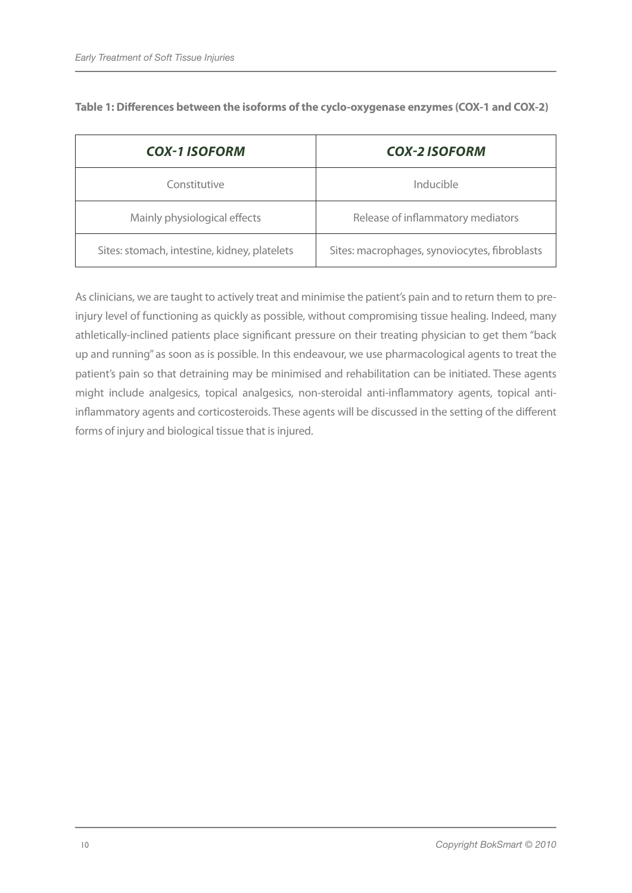**Table 1: Differences between the isoforms of the cyclo-oxygenase enzymes (COX-1 and COX-2)**

| ***COX-1 ISOFORM*** | ***COX-2 ISOFORM*** |
|---|---|
| Constitutive | Inducible |
| Mainly physiological effects | Release of inflammatory mediators |
| Sites: stomach, intestine, kidney, platelets | Sites: macrophages, synoviocytes, fibroblasts |

As clinicians, we are taught to actively treat and minimise the patient's pain and to return them to pre-injury level of functioning as quickly as possible, without compromising tissue healing. Indeed, many athletically-inclined patients place significant pressure on their treating physician to get them "back up and running" as soon as is possible. In this endeavour, we use pharmacological agents to treat the patient's pain so that detraining may be minimised and rehabilitation can be initiated. These agents might include analgesics, topical analgesics, non-steroidal anti-inflammatory agents, topical anti-inflammatory agents and corticosteroids. These agents will be discussed in the setting of the different forms of injury and biological tissue that is injured.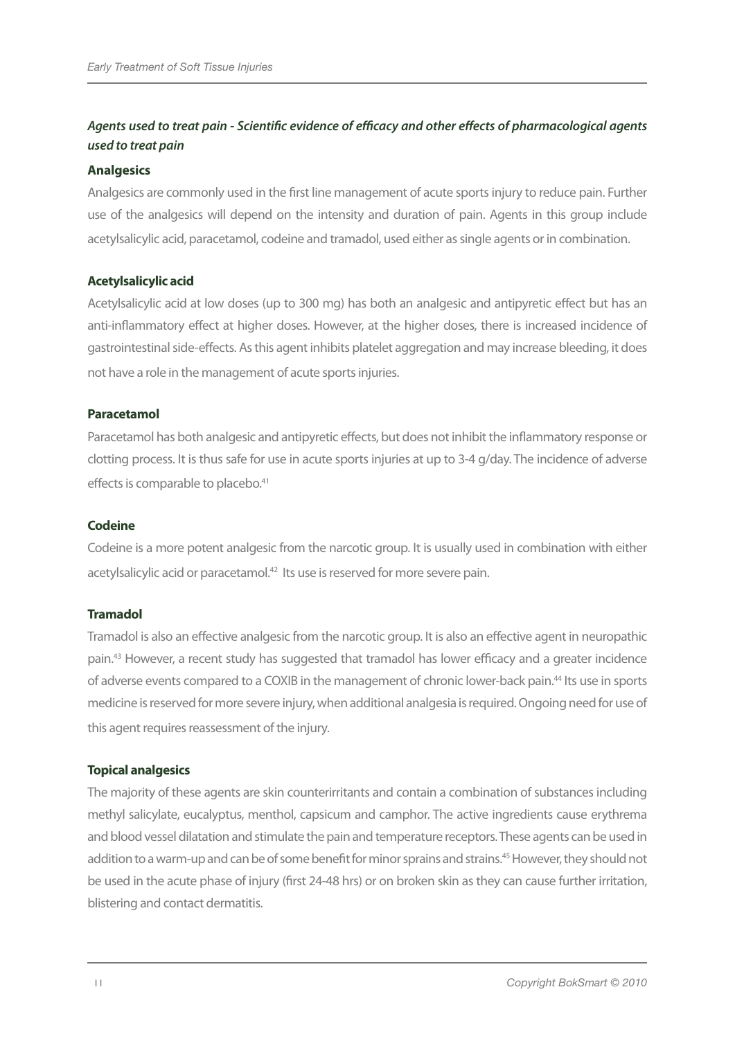### *Agents used to treat pain - Scientific evidence of efficacy and other effects of pharmacological agents used to treat pain*

#### **Analgesics**

Analgesics are commonly used in the first line management of acute sports injury to reduce pain. Further use of the analgesics will depend on the intensity and duration of pain. Agents in this group include acetylsalicylic acid, paracetamol, codeine and tramadol, used either as single agents or in combination.

#### **Acetylsalicylic acid**

Acetylsalicylic acid at low doses (up to 300 mg) has both an analgesic and antipyretic effect but has an anti-inflammatory effect at higher doses. However, at the higher doses, there is increased incidence of gastrointestinal side-effects. As this agent inhibits platelet aggregation and may increase bleeding, it does not have a role in the management of acute sports injuries.

#### **Paracetamol**

Paracetamol has both analgesic and antipyretic effects, but does not inhibit the inflammatory response or clotting process. It is thus safe for use in acute sports injuries at up to 3-4 g/day. The incidence of adverse effects is comparable to placebo.[41]

#### **Codeine**

Codeine is a more potent analgesic from the narcotic group. It is usually used in combination with either acetylsalicylic acid or paracetamol.[42] Its use is reserved for more severe pain.

#### **Tramadol**

Tramadol is also an effective analgesic from the narcotic group. It is also an effective agent in neuropathic pain.[43] However, a recent study has suggested that tramadol has lower efficacy and a greater incidence of adverse events compared to a COXIB in the management of chronic lower-back pain.[44] Its use in sports medicine is reserved for more severe injury, when additional analgesia is required. Ongoing need for use of this agent requires reassessment of the injury.

#### **Topical analgesics**

The majority of these agents are skin counterirritants and contain a combination of substances including methyl salicylate, eucalyptus, menthol, capsicum and camphor. The active ingredients cause erythrema and blood vessel dilatation and stimulate the pain and temperature receptors. These agents can be used in addition to a warm-up and can be of some benefit for minor sprains and strains.[45] However, they should not be used in the acute phase of injury (first 24-48 hrs) or on broken skin as they can cause further irritation, blistering and contact dermatitis.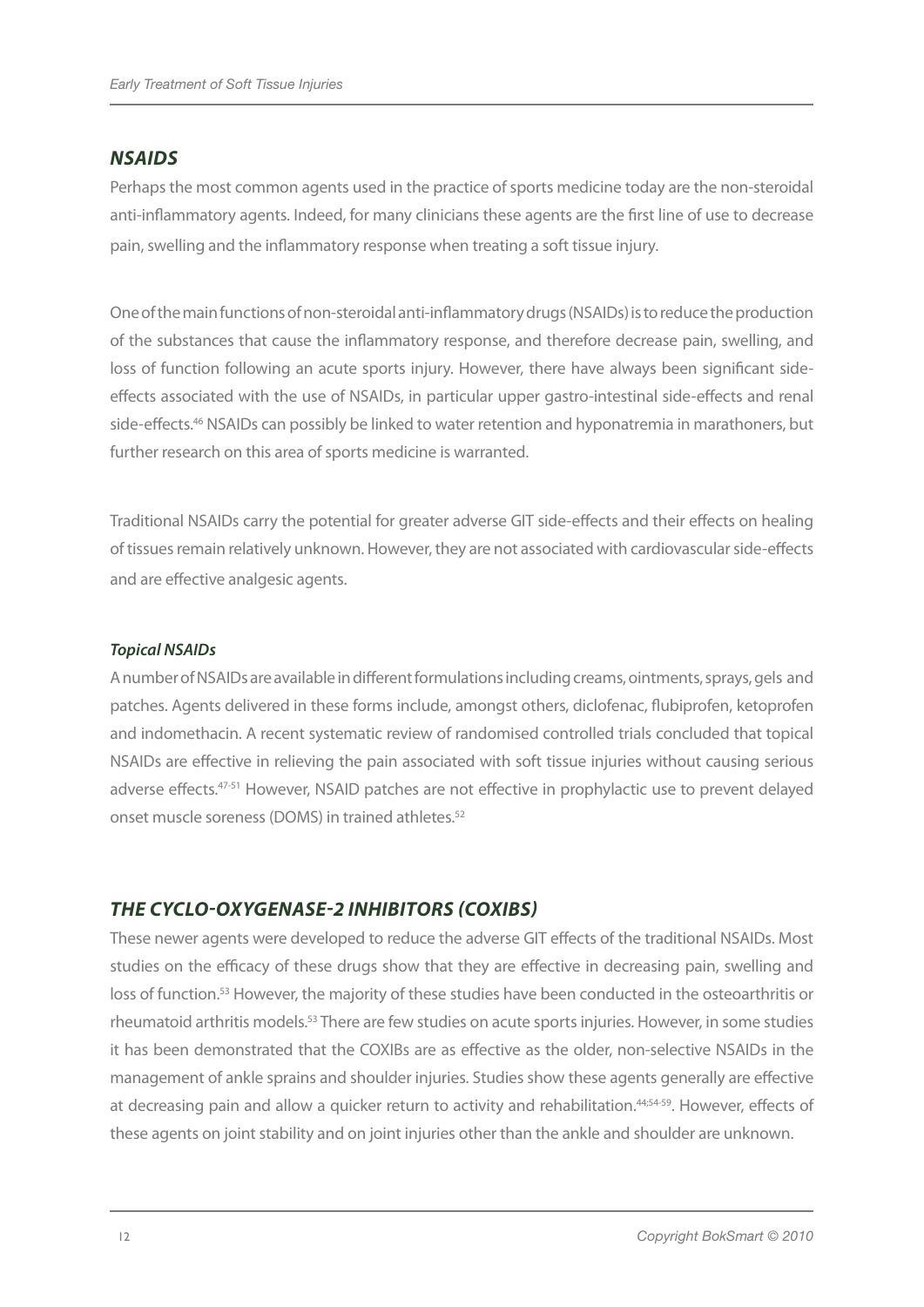## *NSAIDS*

Perhaps the most common agents used in the practice of sports medicine today are the non-steroidal anti-inflammatory agents. Indeed, for many clinicians these agents are the first line of use to decrease pain, swelling and the inflammatory response when treating a soft tissue injury.

One of the main functions of non-steroidal anti-inflammatory drugs (NSAIDs) is to reduce the production of the substances that cause the inflammatory response, and therefore decrease pain, swelling, and loss of function following an acute sports injury. However, there have always been significant side-effects associated with the use of NSAIDs, in particular upper gastro-intestinal side-effects and renal side-effects.[46] NSAIDs can possibly be linked to water retention and hyponatremia in marathoners, but further research on this area of sports medicine is warranted.

Traditional NSAIDs carry the potential for greater adverse GIT side-effects and their effects on healing of tissues remain relatively unknown. However, they are not associated with cardiovascular side-effects and are effective analgesic agents.

### *Topical NSAIDs*

A number of NSAIDs are available in different formulations including creams, ointments, sprays, gels and patches. Agents delivered in these forms include, amongst others, diclofenac, flubiprofen, ketoprofen and indomethacin. A recent systematic review of randomised controlled trials concluded that topical NSAIDs are effective in relieving the pain associated with soft tissue injuries without causing serious adverse effects.[47-51] However, NSAID patches are not effective in prophylactic use to prevent delayed onset muscle soreness (DOMS) in trained athletes.[52]

## *THE CYCLO-OXYGENASE-2 INHIBITORS (COXIBS)*

These newer agents were developed to reduce the adverse GIT effects of the traditional NSAIDs. Most studies on the efficacy of these drugs show that they are effective in decreasing pain, swelling and loss of function.[53] However, the majority of these studies have been conducted in the osteoarthritis or rheumatoid arthritis models.[53] There are few studies on acute sports injuries. However, in some studies it has been demonstrated that the COXIBs are as effective as the older, non-selective NSAIDs in the management of ankle sprains and shoulder injuries. Studies show these agents generally are effective at decreasing pain and allow a quicker return to activity and rehabilitation.[44;54-59]. However, effects of these agents on joint stability and on joint injuries other than the ankle and shoulder are unknown.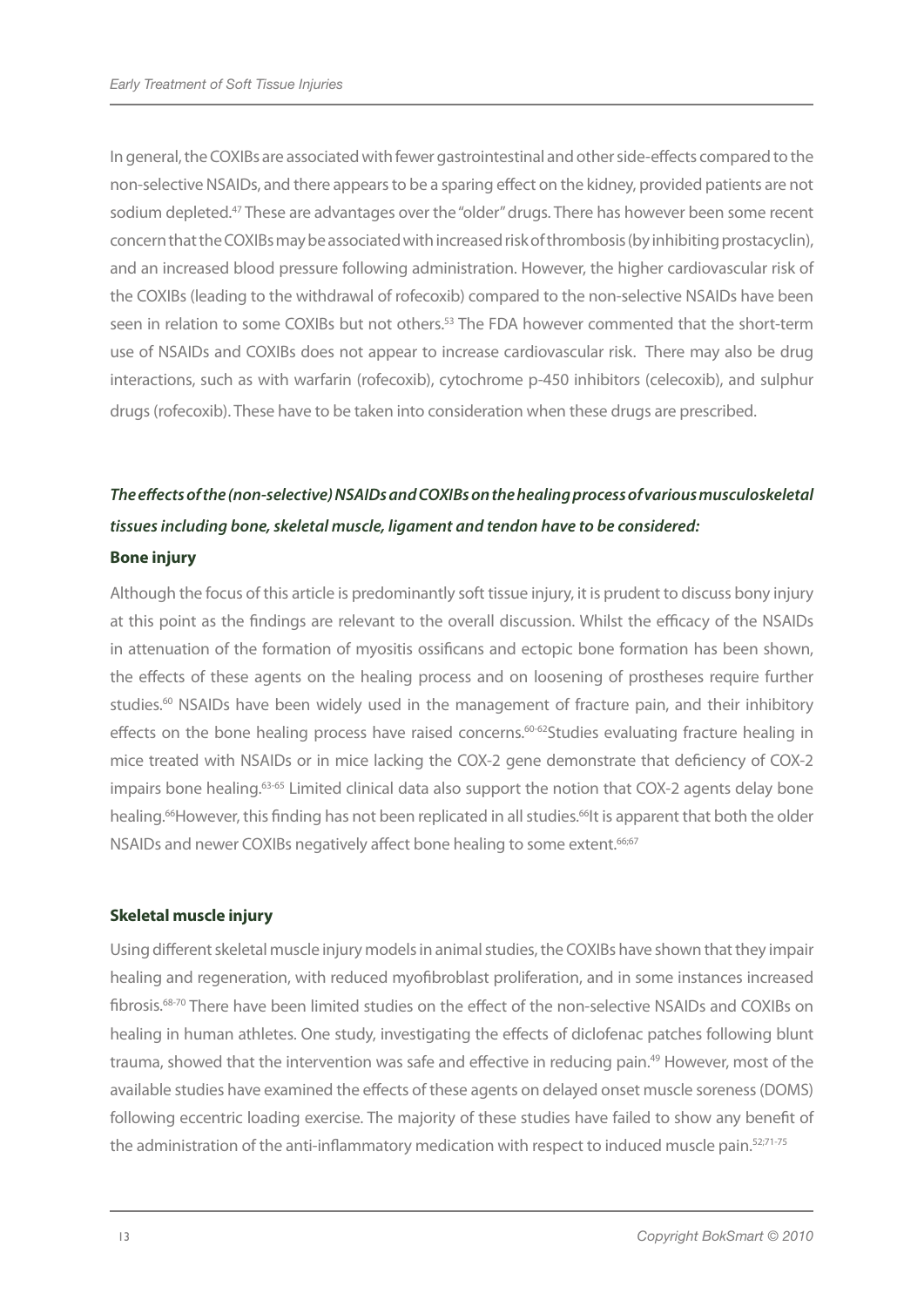In general, the COXIBs are associated with fewer gastrointestinal and other side-effects compared to the non-selective NSAIDs, and there appears to be a sparing effect on the kidney, provided patients are not sodium depleted.[47] These are advantages over the "older" drugs. There has however been some recent concern that the COXIBs may be associated with increased risk of thrombosis (by inhibiting prostacyclin), and an increased blood pressure following administration. However, the higher cardiovascular risk of the COXIBs (leading to the withdrawal of rofecoxib) compared to the non-selective NSAIDs have been seen in relation to some COXIBs but not others.[53] The FDA however commented that the short-term use of NSAIDs and COXIBs does not appear to increase cardiovascular risk. There may also be drug interactions, such as with warfarin (rofecoxib), cytochrome p-450 inhibitors (celecoxib), and sulphur drugs (rofecoxib). These have to be taken into consideration when these drugs are prescribed.

***The effects of the (non-selective) NSAIDs and COXIBs on the healing process of various musculoskeletal tissues including bone, skeletal muscle, ligament and tendon have to be considered:***

**Bone injury**

Although the focus of this article is predominantly soft tissue injury, it is prudent to discuss bony injury at this point as the findings are relevant to the overall discussion. Whilst the efficacy of the NSAIDs in attenuation of the formation of myositis ossificans and ectopic bone formation has been shown, the effects of these agents on the healing process and on loosening of prostheses require further studies.[60] NSAIDs have been widely used in the management of fracture pain, and their inhibitory effects on the bone healing process have raised concerns.[60-62]Studies evaluating fracture healing in mice treated with NSAIDs or in mice lacking the COX-2 gene demonstrate that deficiency of COX-2 impairs bone healing.[63-65] Limited clinical data also support the notion that COX-2 agents delay bone healing.[66]However, this finding has not been replicated in all studies.[66]It is apparent that both the older NSAIDs and newer COXIBs negatively affect bone healing to some extent.[66;67]

**Skeletal muscle injury**

Using different skeletal muscle injury models in animal studies, the COXIBs have shown that they impair healing and regeneration, with reduced myofibroblast proliferation, and in some instances increased fibrosis.[68-70] There have been limited studies on the effect of the non-selective NSAIDs and COXIBs on healing in human athletes. One study, investigating the effects of diclofenac patches following blunt trauma, showed that the intervention was safe and effective in reducing pain.[49] However, most of the available studies have examined the effects of these agents on delayed onset muscle soreness (DOMS) following eccentric loading exercise. The majority of these studies have failed to show any benefit of the administration of the anti-inflammatory medication with respect to induced muscle pain.[52;71-75]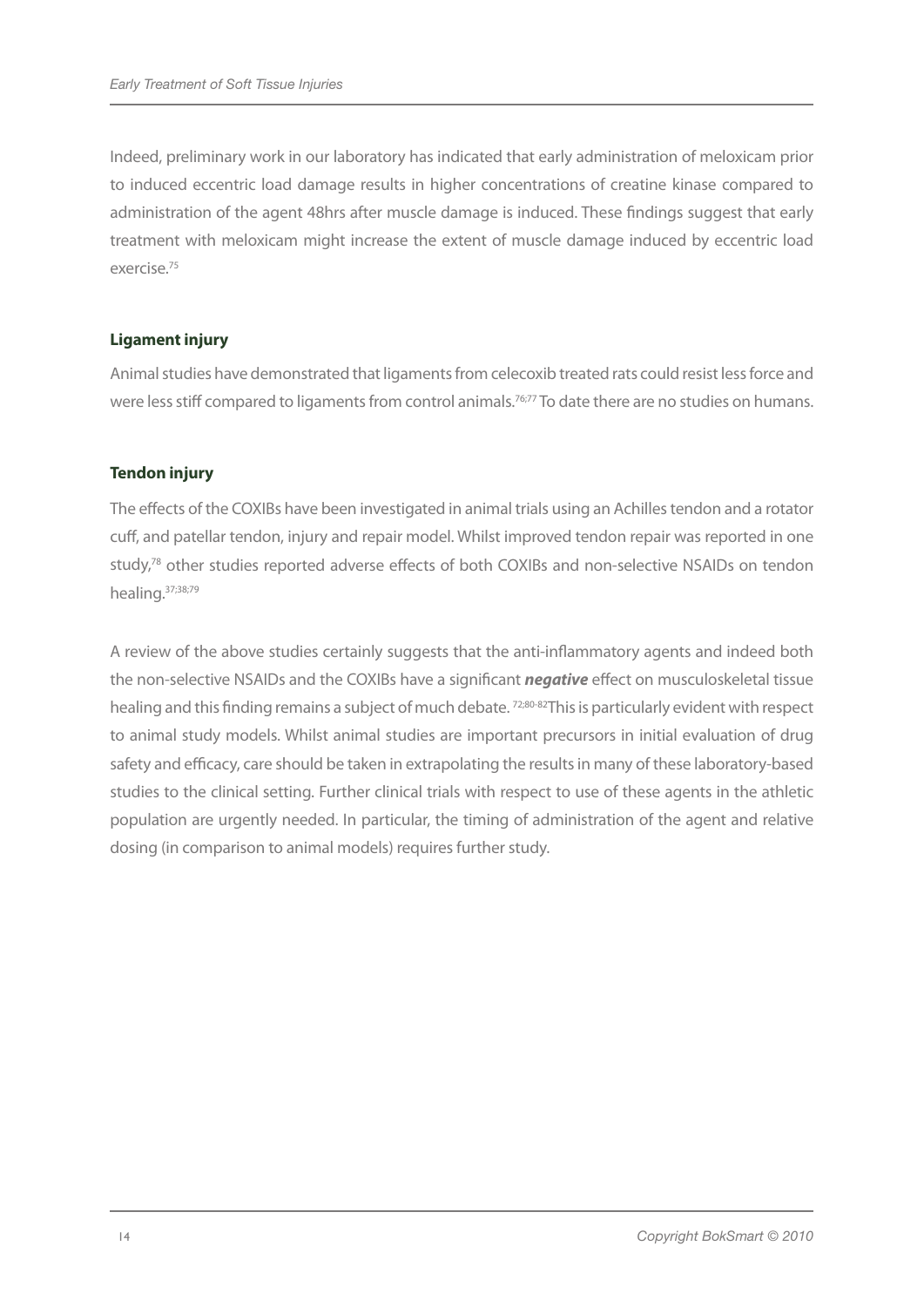Indeed, preliminary work in our laboratory has indicated that early administration of meloxicam prior to induced eccentric load damage results in higher concentrations of creatine kinase compared to administration of the agent 48hrs after muscle damage is induced. These findings suggest that early treatment with meloxicam might increase the extent of muscle damage induced by eccentric load exercise.[75]

### Ligament injury

Animal studies have demonstrated that ligaments from celecoxib treated rats could resist less force and were less stiff compared to ligaments from control animals.[76;77] To date there are no studies on humans.

### Tendon injury

The effects of the COXIBs have been investigated in animal trials using an Achilles tendon and a rotator cuff, and patellar tendon, injury and repair model. Whilst improved tendon repair was reported in one study,[78] other studies reported adverse effects of both COXIBs and non-selective NSAIDs on tendon healing.[37;38;79]

A review of the above studies certainly suggests that the anti-inflammatory agents and indeed both the non-selective NSAIDs and the COXIBs have a significant ***negative*** effect on musculoskeletal tissue healing and this finding remains a subject of much debate. [72;80-82]This is particularly evident with respect to animal study models. Whilst animal studies are important precursors in initial evaluation of drug safety and efficacy, care should be taken in extrapolating the results in many of these laboratory-based studies to the clinical setting. Further clinical trials with respect to use of these agents in the athletic population are urgently needed. In particular, the timing of administration of the agent and relative dosing (in comparison to animal models) requires further study.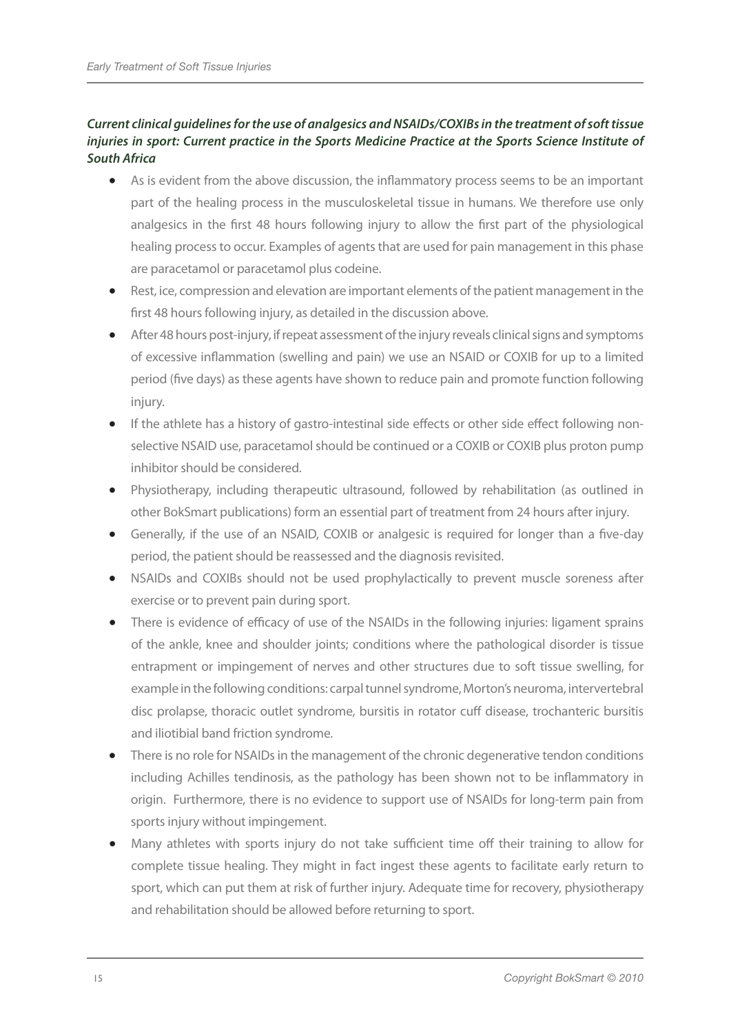***Current clinical guidelines for the use of analgesics and NSAIDs/COXIBs in the treatment of soft tissue injuries in sport: Current practice in the Sports Medicine Practice at the Sports Science Institute of South Africa***

- As is evident from the above discussion, the inflammatory process seems to be an important part of the healing process in the musculoskeletal tissue in humans. We therefore use only analgesics in the first 48 hours following injury to allow the first part of the physiological healing process to occur. Examples of agents that are used for pain management in this phase are paracetamol or paracetamol plus codeine.
- Rest, ice, compression and elevation are important elements of the patient management in the first 48 hours following injury, as detailed in the discussion above.
- After 48 hours post-injury, if repeat assessment of the injury reveals clinical signs and symptoms of excessive inflammation (swelling and pain) we use an NSAID or COXIB for up to a limited period (five days) as these agents have shown to reduce pain and promote function following injury.
- If the athlete has a history of gastro-intestinal side effects or other side effect following non-selective NSAID use, paracetamol should be continued or a COXIB or COXIB plus proton pump inhibitor should be considered.
- Physiotherapy, including therapeutic ultrasound, followed by rehabilitation (as outlined in other BokSmart publications) form an essential part of treatment from 24 hours after injury.
- Generally, if the use of an NSAID, COXIB or analgesic is required for longer than a five-day period, the patient should be reassessed and the diagnosis revisited.
- NSAIDs and COXIBs should not be used prophylactically to prevent muscle soreness after exercise or to prevent pain during sport.
- There is evidence of efficacy of use of the NSAIDs in the following injuries: ligament sprains of the ankle, knee and shoulder joints; conditions where the pathological disorder is tissue entrapment or impingement of nerves and other structures due to soft tissue swelling, for example in the following conditions: carpal tunnel syndrome, Morton's neuroma, intervertebral disc prolapse, thoracic outlet syndrome, bursitis in rotator cuff disease, trochanteric bursitis and iliotibial band friction syndrome.
- There is no role for NSAIDs in the management of the chronic degenerative tendon conditions including Achilles tendinosis, as the pathology has been shown not to be inflammatory in origin. Furthermore, there is no evidence to support use of NSAIDs for long-term pain from sports injury without impingement.
- Many athletes with sports injury do not take sufficient time off their training to allow for complete tissue healing. They might in fact ingest these agents to facilitate early return to sport, which can put them at risk of further injury. Adequate time for recovery, physiotherapy and rehabilitation should be allowed before returning to sport.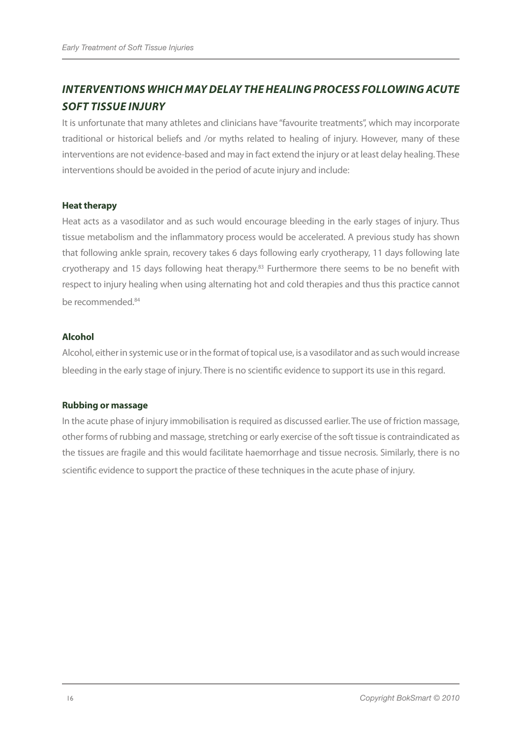## *INTERVENTIONS WHICH MAY DELAY THE HEALING PROCESS FOLLOWING ACUTE SOFT TISSUE INJURY*

It is unfortunate that many athletes and clinicians have "favourite treatments", which may incorporate traditional or historical beliefs and /or myths related to healing of injury. However, many of these interventions are not evidence-based and may in fact extend the injury or at least delay healing. These interventions should be avoided in the period of acute injury and include:

### Heat therapy

Heat acts as a vasodilator and as such would encourage bleeding in the early stages of injury. Thus tissue metabolism and the inflammatory process would be accelerated. A previous study has shown that following ankle sprain, recovery takes 6 days following early cryotherapy, 11 days following late cryotherapy and 15 days following heat therapy.[83] Furthermore there seems to be no benefit with respect to injury healing when using alternating hot and cold therapies and thus this practice cannot be recommended.[84]

### Alcohol

Alcohol, either in systemic use or in the format of topical use, is a vasodilator and as such would increase bleeding in the early stage of injury. There is no scientific evidence to support its use in this regard.

### Rubbing or massage

In the acute phase of injury immobilisation is required as discussed earlier. The use of friction massage, other forms of rubbing and massage, stretching or early exercise of the soft tissue is contraindicated as the tissues are fragile and this would facilitate haemorrhage and tissue necrosis. Similarly, there is no scientific evidence to support the practice of these techniques in the acute phase of injury.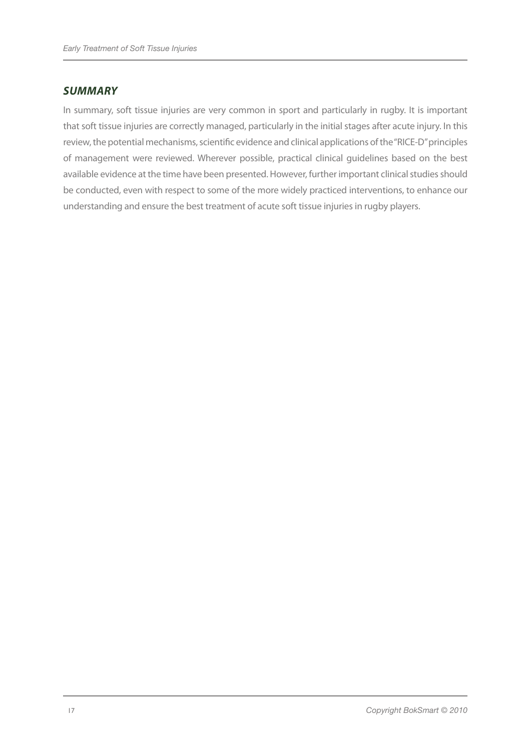## *SUMMARY*

In summary, soft tissue injuries are very common in sport and particularly in rugby. It is important that soft tissue injuries are correctly managed, particularly in the initial stages after acute injury. In this review, the potential mechanisms, scientific evidence and clinical applications of the "RICE-D" principles of management were reviewed. Wherever possible, practical clinical guidelines based on the best available evidence at the time have been presented. However, further important clinical studies should be conducted, even with respect to some of the more widely practiced interventions, to enhance our understanding and ensure the best treatment of acute soft tissue injuries in rugby players.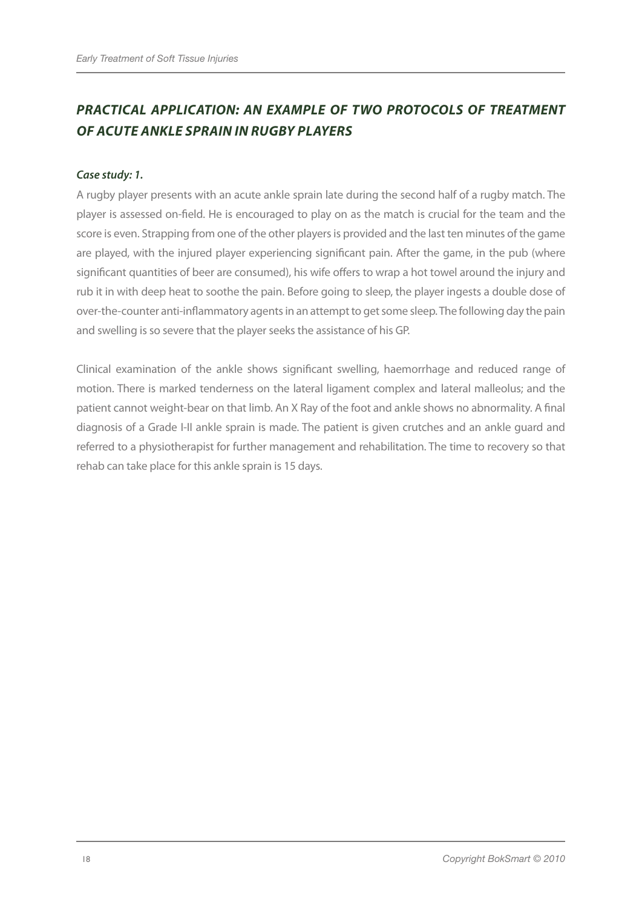## *PRACTICAL APPLICATION: AN EXAMPLE OF TWO PROTOCOLS OF TREATMENT OF ACUTE ANKLE SPRAIN IN RUGBY PLAYERS*

***Case study: 1.***

A rugby player presents with an acute ankle sprain late during the second half of a rugby match. The player is assessed on-field. He is encouraged to play on as the match is crucial for the team and the score is even. Strapping from one of the other players is provided and the last ten minutes of the game are played, with the injured player experiencing significant pain. After the game, in the pub (where significant quantities of beer are consumed), his wife offers to wrap a hot towel around the injury and rub it in with deep heat to soothe the pain. Before going to sleep, the player ingests a double dose of over-the-counter anti-inflammatory agents in an attempt to get some sleep. The following day the pain and swelling is so severe that the player seeks the assistance of his GP.

Clinical examination of the ankle shows significant swelling, haemorrhage and reduced range of motion. There is marked tenderness on the lateral ligament complex and lateral malleolus; and the patient cannot weight-bear on that limb. An X Ray of the foot and ankle shows no abnormality. A final diagnosis of a Grade I-II ankle sprain is made. The patient is given crutches and an ankle guard and referred to a physiotherapist for further management and rehabilitation. The time to recovery so that rehab can take place for this ankle sprain is 15 days.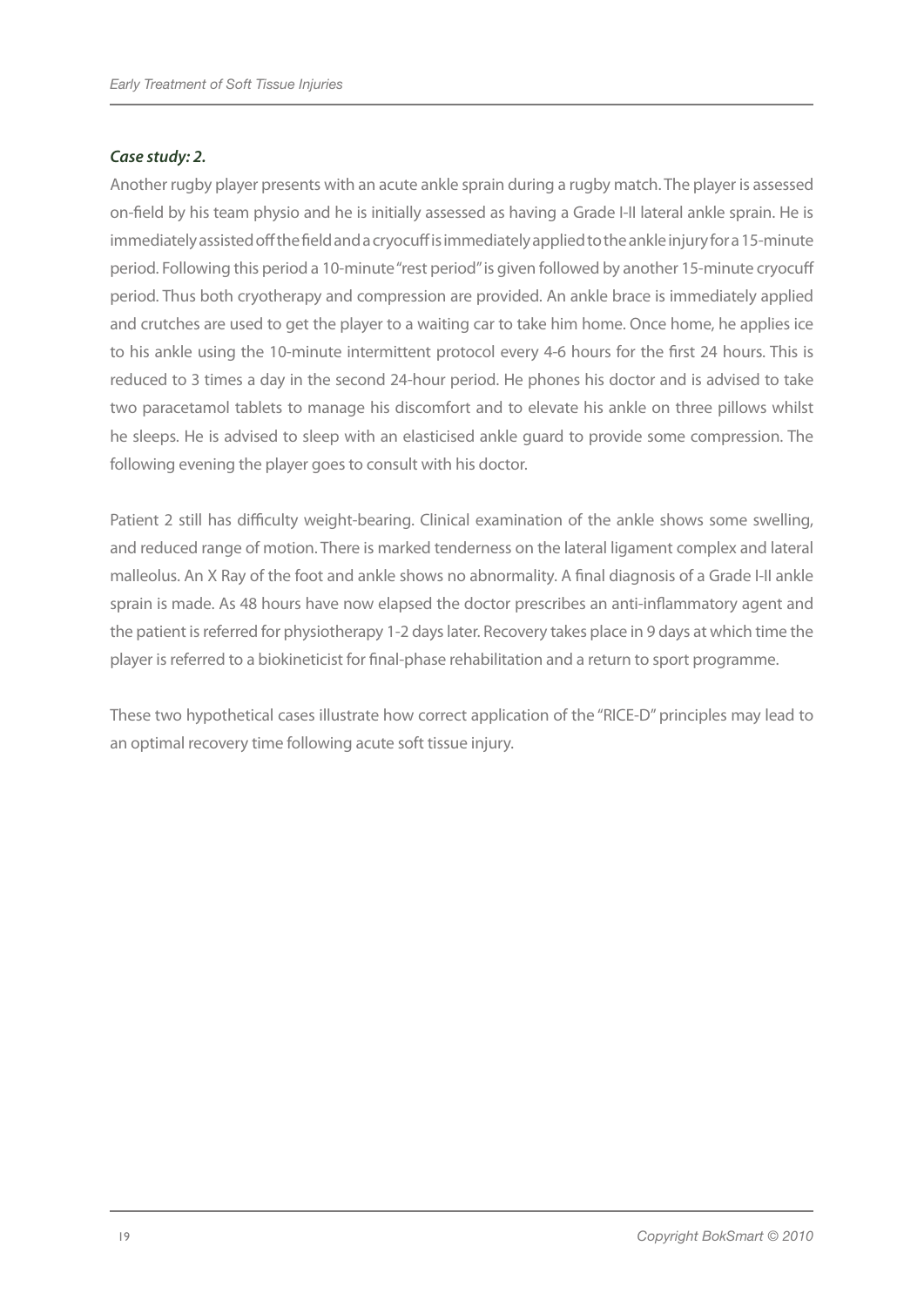***Case study: 2.***

Another rugby player presents with an acute ankle sprain during a rugby match. The player is assessed on-field by his team physio and he is initially assessed as having a Grade I-II lateral ankle sprain. He is immediately assisted off the field and a cryocuff is immediately applied to the ankle injury for a 15-minute period. Following this period a 10-minute "rest period" is given followed by another 15-minute cryocuff period. Thus both cryotherapy and compression are provided. An ankle brace is immediately applied and crutches are used to get the player to a waiting car to take him home. Once home, he applies ice to his ankle using the 10-minute intermittent protocol every 4-6 hours for the first 24 hours. This is reduced to 3 times a day in the second 24-hour period. He phones his doctor and is advised to take two paracetamol tablets to manage his discomfort and to elevate his ankle on three pillows whilst he sleeps. He is advised to sleep with an elasticised ankle guard to provide some compression. The following evening the player goes to consult with his doctor.

Patient 2 still has difficulty weight-bearing. Clinical examination of the ankle shows some swelling, and reduced range of motion. There is marked tenderness on the lateral ligament complex and lateral malleolus. An X Ray of the foot and ankle shows no abnormality. A final diagnosis of a Grade I-II ankle sprain is made. As 48 hours have now elapsed the doctor prescribes an anti-inflammatory agent and the patient is referred for physiotherapy 1-2 days later. Recovery takes place in 9 days at which time the player is referred to a biokineticist for final-phase rehabilitation and a return to sport programme.

These two hypothetical cases illustrate how correct application of the "RICE-D" principles may lead to an optimal recovery time following acute soft tissue injury.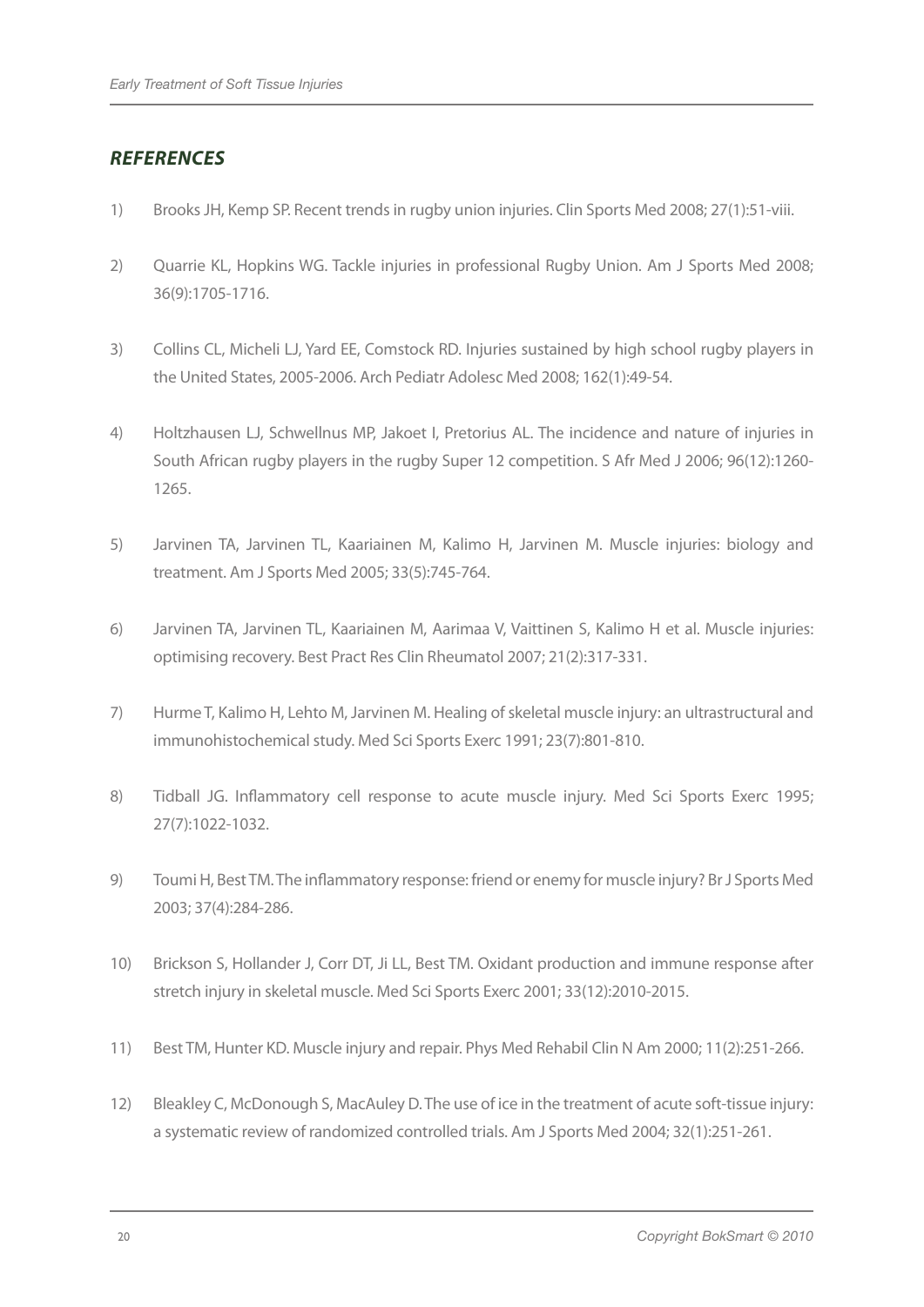## *REFERENCES*

1) Brooks JH, Kemp SP. Recent trends in rugby union injuries. Clin Sports Med 2008; 27(1):51-viii.

2) Quarrie KL, Hopkins WG. Tackle injuries in professional Rugby Union. Am J Sports Med 2008; 36(9):1705-1716.

3) Collins CL, Micheli LJ, Yard EE, Comstock RD. Injuries sustained by high school rugby players in the United States, 2005-2006. Arch Pediatr Adolesc Med 2008; 162(1):49-54.

4) Holtzhausen LJ, Schwellnus MP, Jakoet I, Pretorius AL. The incidence and nature of injuries in South African rugby players in the rugby Super 12 competition. S Afr Med J 2006; 96(12):1260-1265.

5) Jarvinen TA, Jarvinen TL, Kaariainen M, Kalimo H, Jarvinen M. Muscle injuries: biology and treatment. Am J Sports Med 2005; 33(5):745-764.

6) Jarvinen TA, Jarvinen TL, Kaariainen M, Aarimaa V, Vaittinen S, Kalimo H et al. Muscle injuries: optimising recovery. Best Pract Res Clin Rheumatol 2007; 21(2):317-331.

7) Hurme T, Kalimo H, Lehto M, Jarvinen M. Healing of skeletal muscle injury: an ultrastructural and immunohistochemical study. Med Sci Sports Exerc 1991; 23(7):801-810.

8) Tidball JG. Inflammatory cell response to acute muscle injury. Med Sci Sports Exerc 1995; 27(7):1022-1032.

9) Toumi H, Best TM. The inflammatory response: friend or enemy for muscle injury? Br J Sports Med 2003; 37(4):284-286.

10) Brickson S, Hollander J, Corr DT, Ji LL, Best TM. Oxidant production and immune response after stretch injury in skeletal muscle. Med Sci Sports Exerc 2001; 33(12):2010-2015.

11) Best TM, Hunter KD. Muscle injury and repair. Phys Med Rehabil Clin N Am 2000; 11(2):251-266.

12) Bleakley C, McDonough S, MacAuley D. The use of ice in the treatment of acute soft-tissue injury: a systematic review of randomized controlled trials. Am J Sports Med 2004; 32(1):251-261.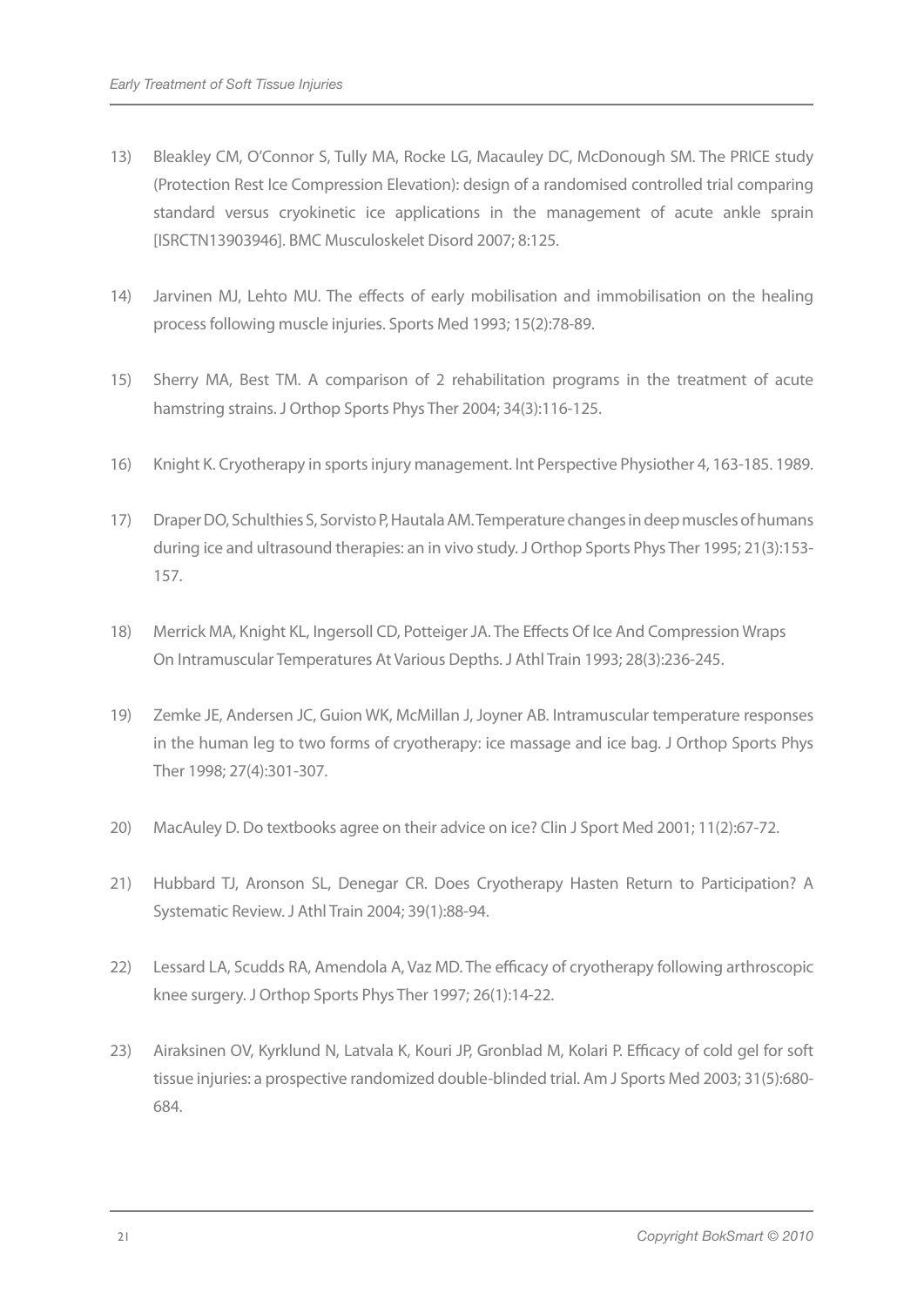13) Bleakley CM, O'Connor S, Tully MA, Rocke LG, Macauley DC, McDonough SM. The PRICE study (Protection Rest Ice Compression Elevation): design of a randomised controlled trial comparing standard versus cryokinetic ice applications in the management of acute ankle sprain [ISRCTN13903946]. BMC Musculoskelet Disord 2007; 8:125.

14) Jarvinen MJ, Lehto MU. The effects of early mobilisation and immobilisation on the healing process following muscle injuries. Sports Med 1993; 15(2):78-89.

15) Sherry MA, Best TM. A comparison of 2 rehabilitation programs in the treatment of acute hamstring strains. J Orthop Sports Phys Ther 2004; 34(3):116-125.

16) Knight K. Cryotherapy in sports injury management. Int Perspective Physiother 4, 163-185. 1989.

17) Draper DO, Schulthies S, Sorvisto P, Hautala AM. Temperature changes in deep muscles of humans during ice and ultrasound therapies: an in vivo study. J Orthop Sports Phys Ther 1995; 21(3):153-157.

18) Merrick MA, Knight KL, Ingersoll CD, Potteiger JA. The Effects Of Ice And Compression Wraps On Intramuscular Temperatures At Various Depths. J Athl Train 1993; 28(3):236-245.

19) Zemke JE, Andersen JC, Guion WK, McMillan J, Joyner AB. Intramuscular temperature responses in the human leg to two forms of cryotherapy: ice massage and ice bag. J Orthop Sports Phys Ther 1998; 27(4):301-307.

20) MacAuley D. Do textbooks agree on their advice on ice? Clin J Sport Med 2001; 11(2):67-72.

21) Hubbard TJ, Aronson SL, Denegar CR. Does Cryotherapy Hasten Return to Participation? A Systematic Review. J Athl Train 2004; 39(1):88-94.

22) Lessard LA, Scudds RA, Amendola A, Vaz MD. The efficacy of cryotherapy following arthroscopic knee surgery. J Orthop Sports Phys Ther 1997; 26(1):14-22.

23) Airaksinen OV, Kyrklund N, Latvala K, Kouri JP, Gronblad M, Kolari P. Efficacy of cold gel for soft tissue injuries: a prospective randomized double-blinded trial. Am J Sports Med 2003; 31(5):680-684.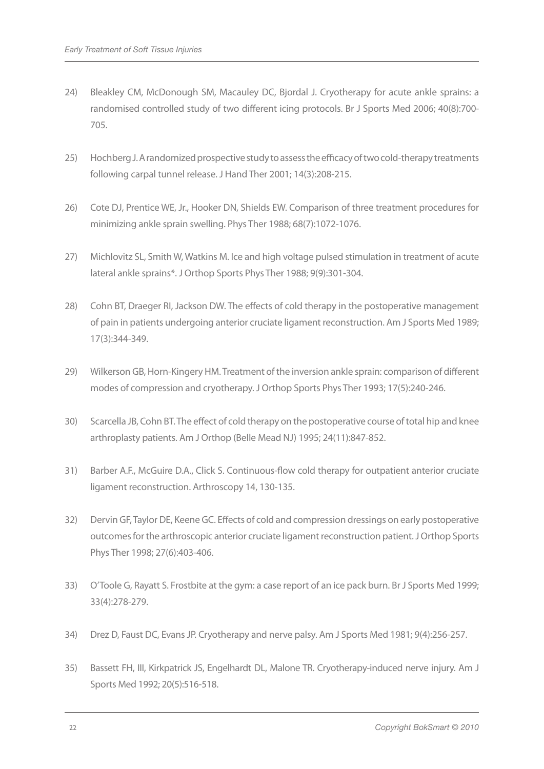24) Bleakley CM, McDonough SM, Macauley DC, Bjordal J. Cryotherapy for acute ankle sprains: a randomised controlled study of two different icing protocols. Br J Sports Med 2006; 40(8):700-705.

25) Hochberg J. A randomized prospective study to assess the efficacy of two cold-therapy treatments following carpal tunnel release. J Hand Ther 2001; 14(3):208-215.

26) Cote DJ, Prentice WE, Jr., Hooker DN, Shields EW. Comparison of three treatment procedures for minimizing ankle sprain swelling. Phys Ther 1988; 68(7):1072-1076.

27) Michlovitz SL, Smith W, Watkins M. Ice and high voltage pulsed stimulation in treatment of acute lateral ankle sprains*. J Orthop Sports Phys Ther 1988; 9(9):301-304.

28) Cohn BT, Draeger RI, Jackson DW. The effects of cold therapy in the postoperative management of pain in patients undergoing anterior cruciate ligament reconstruction. Am J Sports Med 1989; 17(3):344-349.

29) Wilkerson GB, Horn-Kingery HM. Treatment of the inversion ankle sprain: comparison of different modes of compression and cryotherapy. J Orthop Sports Phys Ther 1993; 17(5):240-246.

30) Scarcella JB, Cohn BT. The effect of cold therapy on the postoperative course of total hip and knee arthroplasty patients. Am J Orthop (Belle Mead NJ) 1995; 24(11):847-852.

31) Barber A.F., McGuire D.A., Click S. Continuous-flow cold therapy for outpatient anterior cruciate ligament reconstruction. Arthroscopy 14, 130-135.

32) Dervin GF, Taylor DE, Keene GC. Effects of cold and compression dressings on early postoperative outcomes for the arthroscopic anterior cruciate ligament reconstruction patient. J Orthop Sports Phys Ther 1998; 27(6):403-406.

33) O'Toole G, Rayatt S. Frostbite at the gym: a case report of an ice pack burn. Br J Sports Med 1999; 33(4):278-279.

34) Drez D, Faust DC, Evans JP. Cryotherapy and nerve palsy. Am J Sports Med 1981; 9(4):256-257.

35) Bassett FH, III, Kirkpatrick JS, Engelhardt DL, Malone TR. Cryotherapy-induced nerve injury. Am J Sports Med 1992; 20(5):516-518.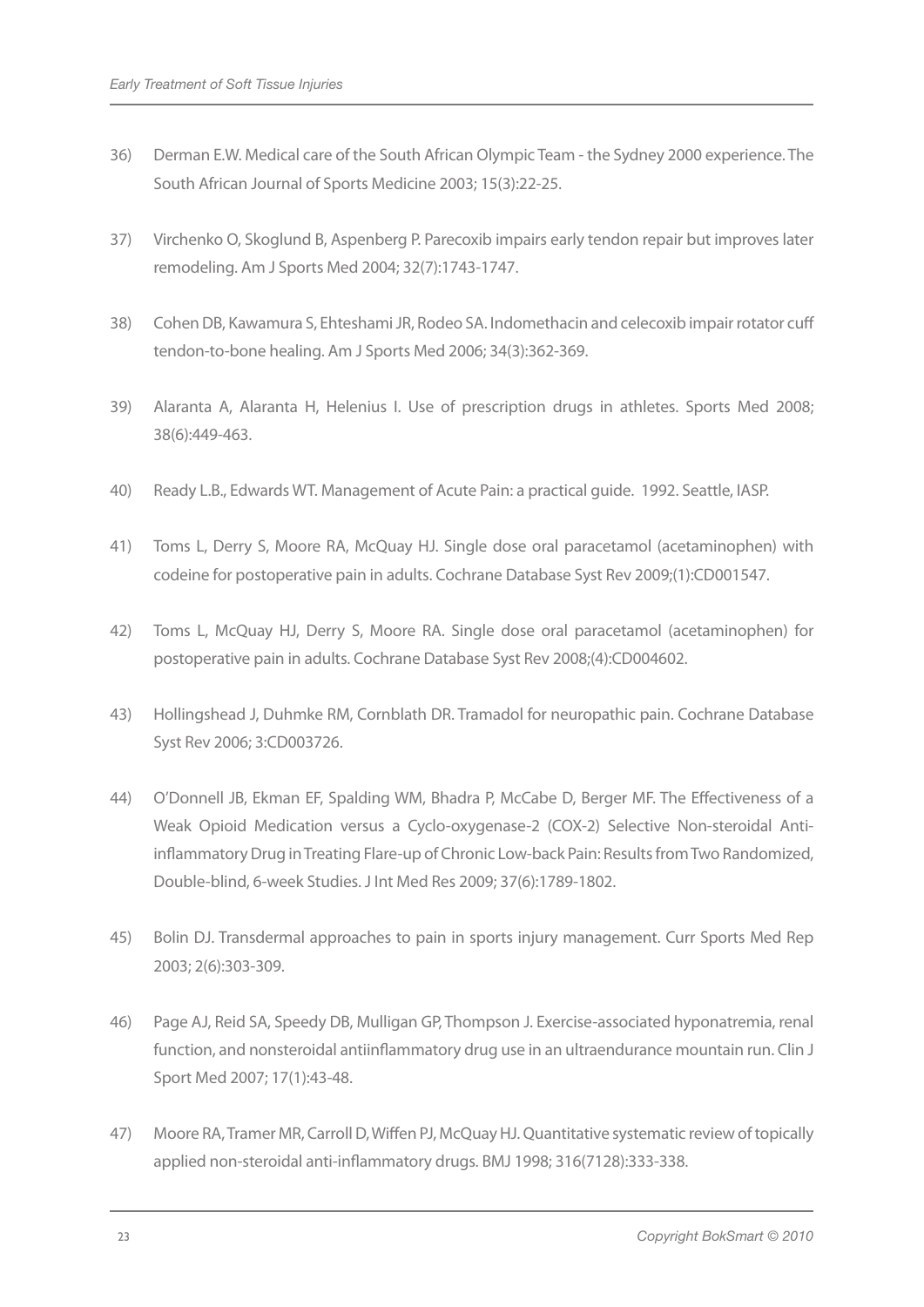36) Derman E.W. Medical care of the South African Olympic Team - the Sydney 2000 experience. The South African Journal of Sports Medicine 2003; 15(3):22-25.

37) Virchenko O, Skoglund B, Aspenberg P. Parecoxib impairs early tendon repair but improves later remodeling. Am J Sports Med 2004; 32(7):1743-1747.

38) Cohen DB, Kawamura S, Ehteshami JR, Rodeo SA. Indomethacin and celecoxib impair rotator cuff tendon-to-bone healing. Am J Sports Med 2006; 34(3):362-369.

39) Alaranta A, Alaranta H, Helenius I. Use of prescription drugs in athletes. Sports Med 2008; 38(6):449-463.

40) Ready L.B., Edwards WT. Management of Acute Pain: a practical guide. 1992. Seattle, IASP.

41) Toms L, Derry S, Moore RA, McQuay HJ. Single dose oral paracetamol (acetaminophen) with codeine for postoperative pain in adults. Cochrane Database Syst Rev 2009;(1):CD001547.

42) Toms L, McQuay HJ, Derry S, Moore RA. Single dose oral paracetamol (acetaminophen) for postoperative pain in adults. Cochrane Database Syst Rev 2008;(4):CD004602.

43) Hollingshead J, Duhmke RM, Cornblath DR. Tramadol for neuropathic pain. Cochrane Database Syst Rev 2006; 3:CD003726.

44) O'Donnell JB, Ekman EF, Spalding WM, Bhadra P, McCabe D, Berger MF. The Effectiveness of a Weak Opioid Medication versus a Cyclo-oxygenase-2 (COX-2) Selective Non-steroidal Anti-inflammatory Drug in Treating Flare-up of Chronic Low-back Pain: Results from Two Randomized, Double-blind, 6-week Studies. J Int Med Res 2009; 37(6):1789-1802.

45) Bolin DJ. Transdermal approaches to pain in sports injury management. Curr Sports Med Rep 2003; 2(6):303-309.

46) Page AJ, Reid SA, Speedy DB, Mulligan GP, Thompson J. Exercise-associated hyponatremia, renal function, and nonsteroidal antiinflammatory drug use in an ultraendurance mountain run. Clin J Sport Med 2007; 17(1):43-48.

47) Moore RA, Tramer MR, Carroll D, Wiffen PJ, McQuay HJ. Quantitative systematic review of topically applied non-steroidal anti-inflammatory drugs. BMJ 1998; 316(7128):333-338.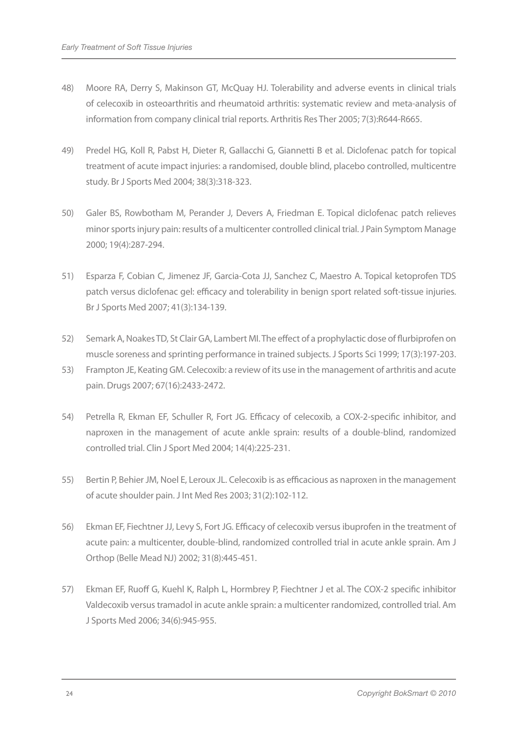48) Moore RA, Derry S, Makinson GT, McQuay HJ. Tolerability and adverse events in clinical trials of celecoxib in osteoarthritis and rheumatoid arthritis: systematic review and meta-analysis of information from company clinical trial reports. Arthritis Res Ther 2005; 7(3):R644-R665.

49) Predel HG, Koll R, Pabst H, Dieter R, Gallacchi G, Giannetti B et al. Diclofenac patch for topical treatment of acute impact injuries: a randomised, double blind, placebo controlled, multicentre study. Br J Sports Med 2004; 38(3):318-323.

50) Galer BS, Rowbotham M, Perander J, Devers A, Friedman E. Topical diclofenac patch relieves minor sports injury pain: results of a multicenter controlled clinical trial. J Pain Symptom Manage 2000; 19(4):287-294.

51) Esparza F, Cobian C, Jimenez JF, Garcia-Cota JJ, Sanchez C, Maestro A. Topical ketoprofen TDS patch versus diclofenac gel: efficacy and tolerability in benign sport related soft-tissue injuries. Br J Sports Med 2007; 41(3):134-139.

52) Semark A, Noakes TD, St Clair GA, Lambert MI. The effect of a prophylactic dose of flurbiprofen on muscle soreness and sprinting performance in trained subjects. J Sports Sci 1999; 17(3):197-203.

53) Frampton JE, Keating GM. Celecoxib: a review of its use in the management of arthritis and acute pain. Drugs 2007; 67(16):2433-2472.

54) Petrella R, Ekman EF, Schuller R, Fort JG. Efficacy of celecoxib, a COX-2-specific inhibitor, and naproxen in the management of acute ankle sprain: results of a double-blind, randomized controlled trial. Clin J Sport Med 2004; 14(4):225-231.

55) Bertin P, Behier JM, Noel E, Leroux JL. Celecoxib is as efficacious as naproxen in the management of acute shoulder pain. J Int Med Res 2003; 31(2):102-112.

56) Ekman EF, Fiechtner JJ, Levy S, Fort JG. Efficacy of celecoxib versus ibuprofen in the treatment of acute pain: a multicenter, double-blind, randomized controlled trial in acute ankle sprain. Am J Orthop (Belle Mead NJ) 2002; 31(8):445-451.

57) Ekman EF, Ruoff G, Kuehl K, Ralph L, Hormbrey P, Fiechtner J et al. The COX-2 specific inhibitor Valdecoxib versus tramadol in acute ankle sprain: a multicenter randomized, controlled trial. Am J Sports Med 2006; 34(6):945-955.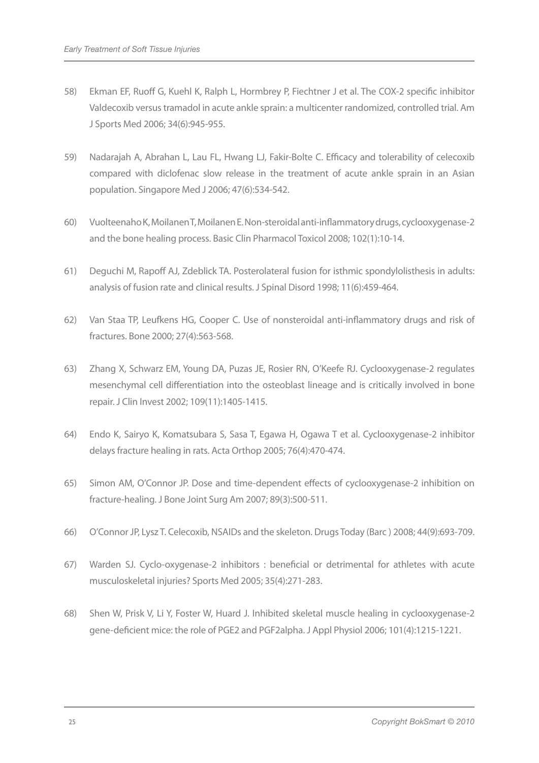58) Ekman EF, Ruoff G, Kuehl K, Ralph L, Hormbrey P, Fiechtner J et al. The COX-2 specific inhibitor Valdecoxib versus tramadol in acute ankle sprain: a multicenter randomized, controlled trial. Am J Sports Med 2006; 34(6):945-955.

59) Nadarajah A, Abrahan L, Lau FL, Hwang LJ, Fakir-Bolte C. Efficacy and tolerability of celecoxib compared with diclofenac slow release in the treatment of acute ankle sprain in an Asian population. Singapore Med J 2006; 47(6):534-542.

60) Vuolteenaho K, Moilanen T, Moilanen E. Non-steroidal anti-inflammatory drugs, cyclooxygenase-2 and the bone healing process. Basic Clin Pharmacol Toxicol 2008; 102(1):10-14.

61) Deguchi M, Rapoff AJ, Zdeblick TA. Posterolateral fusion for isthmic spondylolisthesis in adults: analysis of fusion rate and clinical results. J Spinal Disord 1998; 11(6):459-464.

62) Van Staa TP, Leufkens HG, Cooper C. Use of nonsteroidal anti-inflammatory drugs and risk of fractures. Bone 2000; 27(4):563-568.

63) Zhang X, Schwarz EM, Young DA, Puzas JE, Rosier RN, O'Keefe RJ. Cyclooxygenase-2 regulates mesenchymal cell differentiation into the osteoblast lineage and is critically involved in bone repair. J Clin Invest 2002; 109(11):1405-1415.

64) Endo K, Sairyo K, Komatsubara S, Sasa T, Egawa H, Ogawa T et al. Cyclooxygenase-2 inhibitor delays fracture healing in rats. Acta Orthop 2005; 76(4):470-474.

65) Simon AM, O'Connor JP. Dose and time-dependent effects of cyclooxygenase-2 inhibition on fracture-healing. J Bone Joint Surg Am 2007; 89(3):500-511.

66) O'Connor JP, Lysz T. Celecoxib, NSAIDs and the skeleton. Drugs Today (Barc ) 2008; 44(9):693-709.

67) Warden SJ. Cyclo-oxygenase-2 inhibitors : beneficial or detrimental for athletes with acute musculoskeletal injuries? Sports Med 2005; 35(4):271-283.

68) Shen W, Prisk V, Li Y, Foster W, Huard J. Inhibited skeletal muscle healing in cyclooxygenase-2 gene-deficient mice: the role of PGE2 and PGF2alpha. J Appl Physiol 2006; 101(4):1215-1221.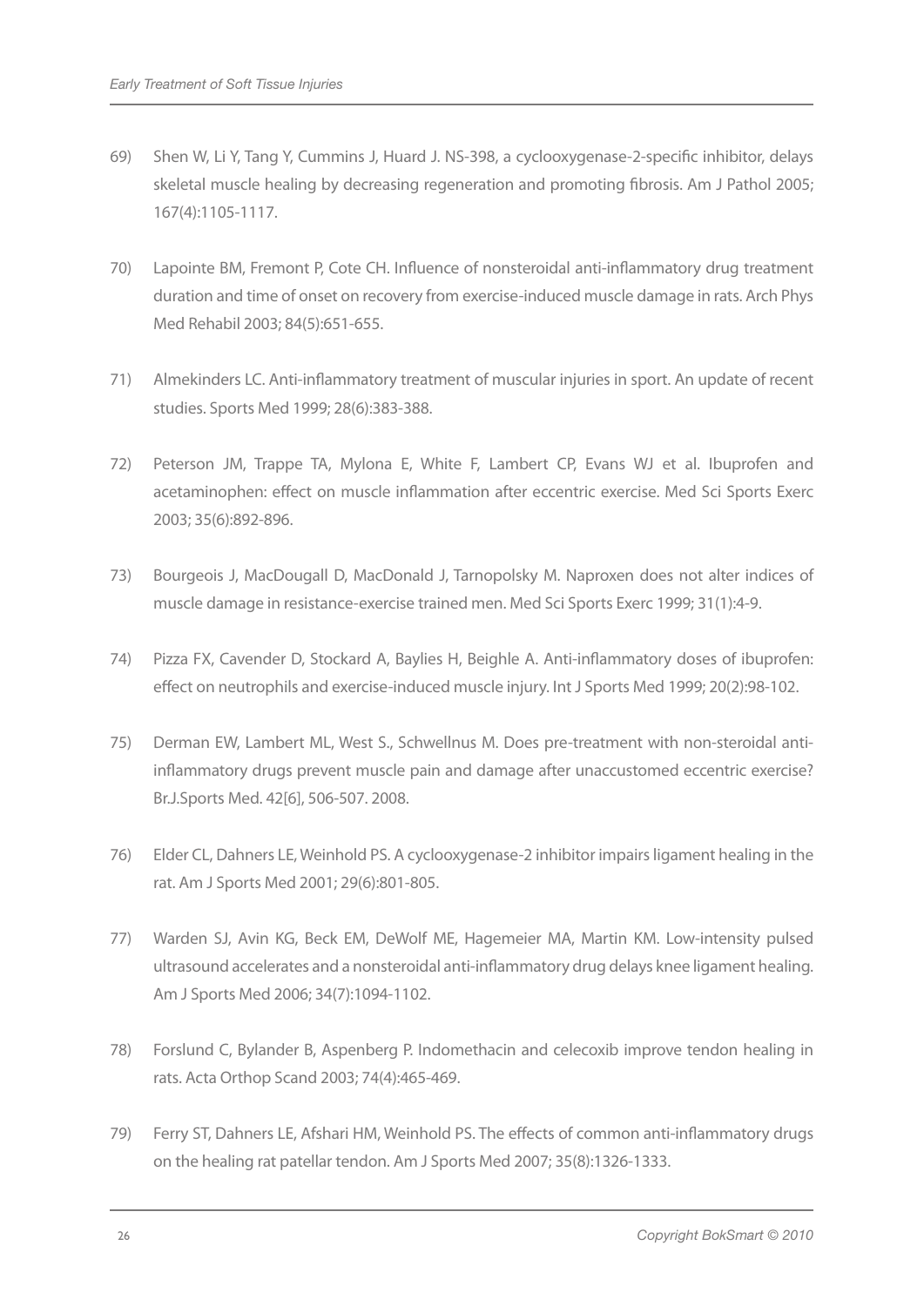69) Shen W, Li Y, Tang Y, Cummins J, Huard J. NS-398, a cyclooxygenase-2-specific inhibitor, delays skeletal muscle healing by decreasing regeneration and promoting fibrosis. Am J Pathol 2005; 167(4):1105-1117.

70) Lapointe BM, Fremont P, Cote CH. Influence of nonsteroidal anti-inflammatory drug treatment duration and time of onset on recovery from exercise-induced muscle damage in rats. Arch Phys Med Rehabil 2003; 84(5):651-655.

71) Almekinders LC. Anti-inflammatory treatment of muscular injuries in sport. An update of recent studies. Sports Med 1999; 28(6):383-388.

72) Peterson JM, Trappe TA, Mylona E, White F, Lambert CP, Evans WJ et al. Ibuprofen and acetaminophen: effect on muscle inflammation after eccentric exercise. Med Sci Sports Exerc 2003; 35(6):892-896.

73) Bourgeois J, MacDougall D, MacDonald J, Tarnopolsky M. Naproxen does not alter indices of muscle damage in resistance-exercise trained men. Med Sci Sports Exerc 1999; 31(1):4-9.

74) Pizza FX, Cavender D, Stockard A, Baylies H, Beighle A. Anti-inflammatory doses of ibuprofen: effect on neutrophils and exercise-induced muscle injury. Int J Sports Med 1999; 20(2):98-102.

75) Derman EW, Lambert ML, West S., Schwellnus M. Does pre-treatment with non-steroidal anti-inflammatory drugs prevent muscle pain and damage after unaccustomed eccentric exercise? Br.J.Sports Med. 42[6], 506-507. 2008.

76) Elder CL, Dahners LE, Weinhold PS. A cyclooxygenase-2 inhibitor impairs ligament healing in the rat. Am J Sports Med 2001; 29(6):801-805.

77) Warden SJ, Avin KG, Beck EM, DeWolf ME, Hagemeier MA, Martin KM. Low-intensity pulsed ultrasound accelerates and a nonsteroidal anti-inflammatory drug delays knee ligament healing. Am J Sports Med 2006; 34(7):1094-1102.

78) Forslund C, Bylander B, Aspenberg P. Indomethacin and celecoxib improve tendon healing in rats. Acta Orthop Scand 2003; 74(4):465-469.

79) Ferry ST, Dahners LE, Afshari HM, Weinhold PS. The effects of common anti-inflammatory drugs on the healing rat patellar tendon. Am J Sports Med 2007; 35(8):1326-1333.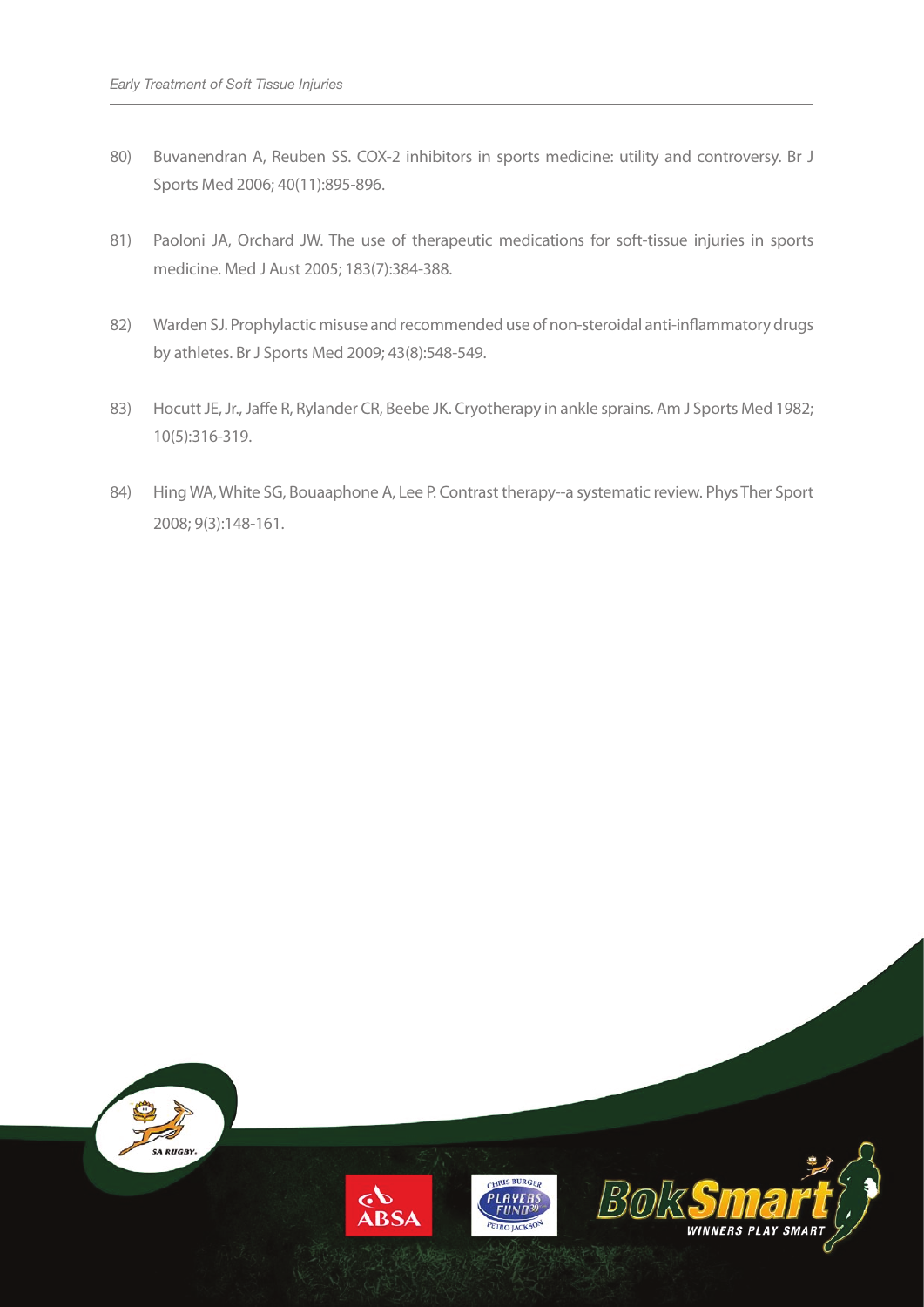80) Buvanendran A, Reuben SS. COX-2 inhibitors in sports medicine: utility and controversy. Br J Sports Med 2006; 40(11):895-896.

81) Paoloni JA, Orchard JW. The use of therapeutic medications for soft-tissue injuries in sports medicine. Med J Aust 2005; 183(7):384-388.

82) Warden SJ. Prophylactic misuse and recommended use of non-steroidal anti-inflammatory drugs by athletes. Br J Sports Med 2009; 43(8):548-549.

83) Hocutt JE, Jr., Jaffe R, Rylander CR, Beebe JK. Cryotherapy in ankle sprains. Am J Sports Med 1982; 10(5):316-319.

84) Hing WA, White SG, Bouaaphone A, Lee P. Contrast therapy--a systematic review. Phys Ther Sport 2008; 9(3):148-161.